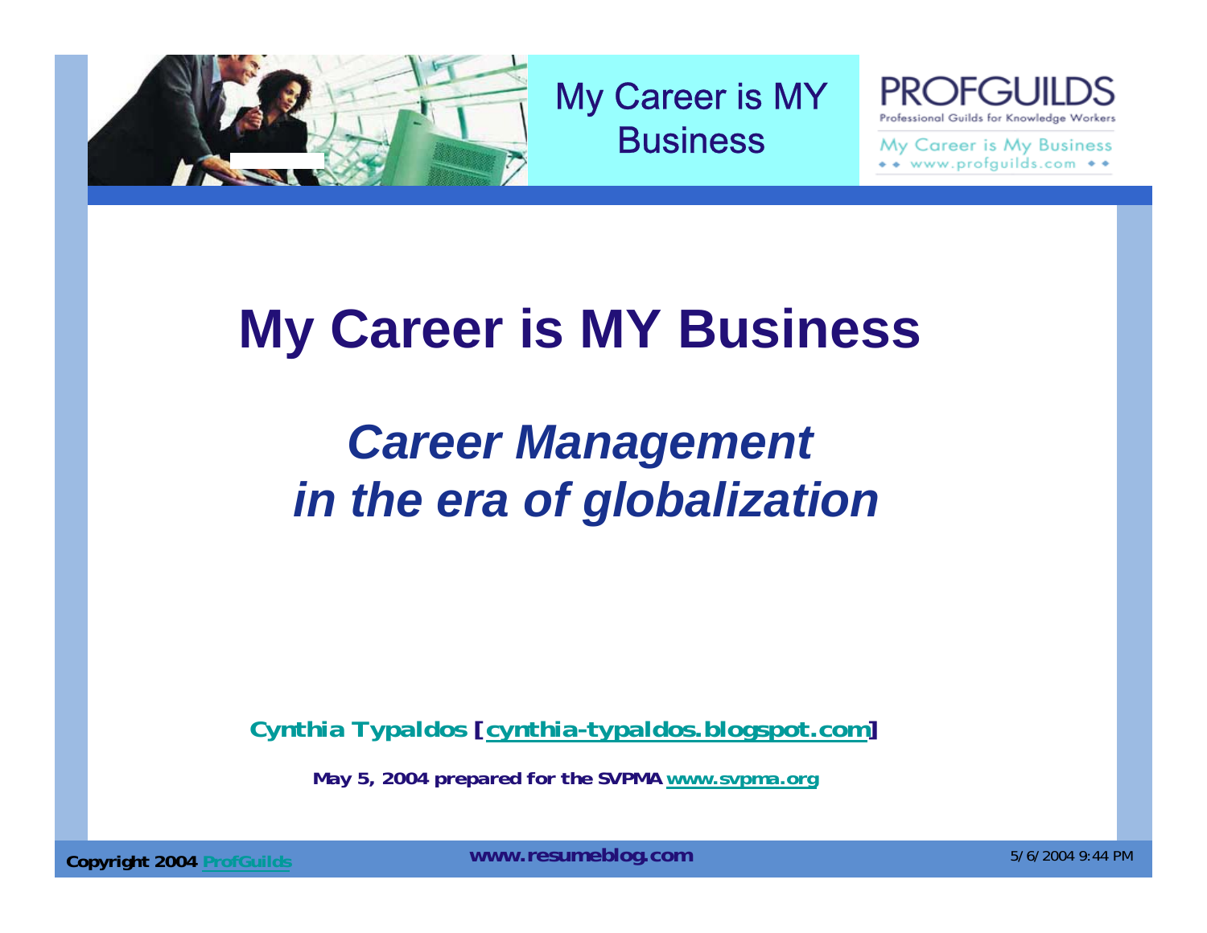My Career is MY Business

PROFGUILDS
Professional Guilds for Knowledge Workers
My Career is My Business
www.profguilds.com

# My Career is MY Business

## *Career Management in the era of globalization*

**Cynthia Typaldos [cynthia-typaldos.blogspot.com]**

**May 5, 2004 prepared for the SVPMA www.svpma.org**

**Copyright 2004 ProfGuilds** **www.resumeblog.com** 5/6/2004 9:44 PM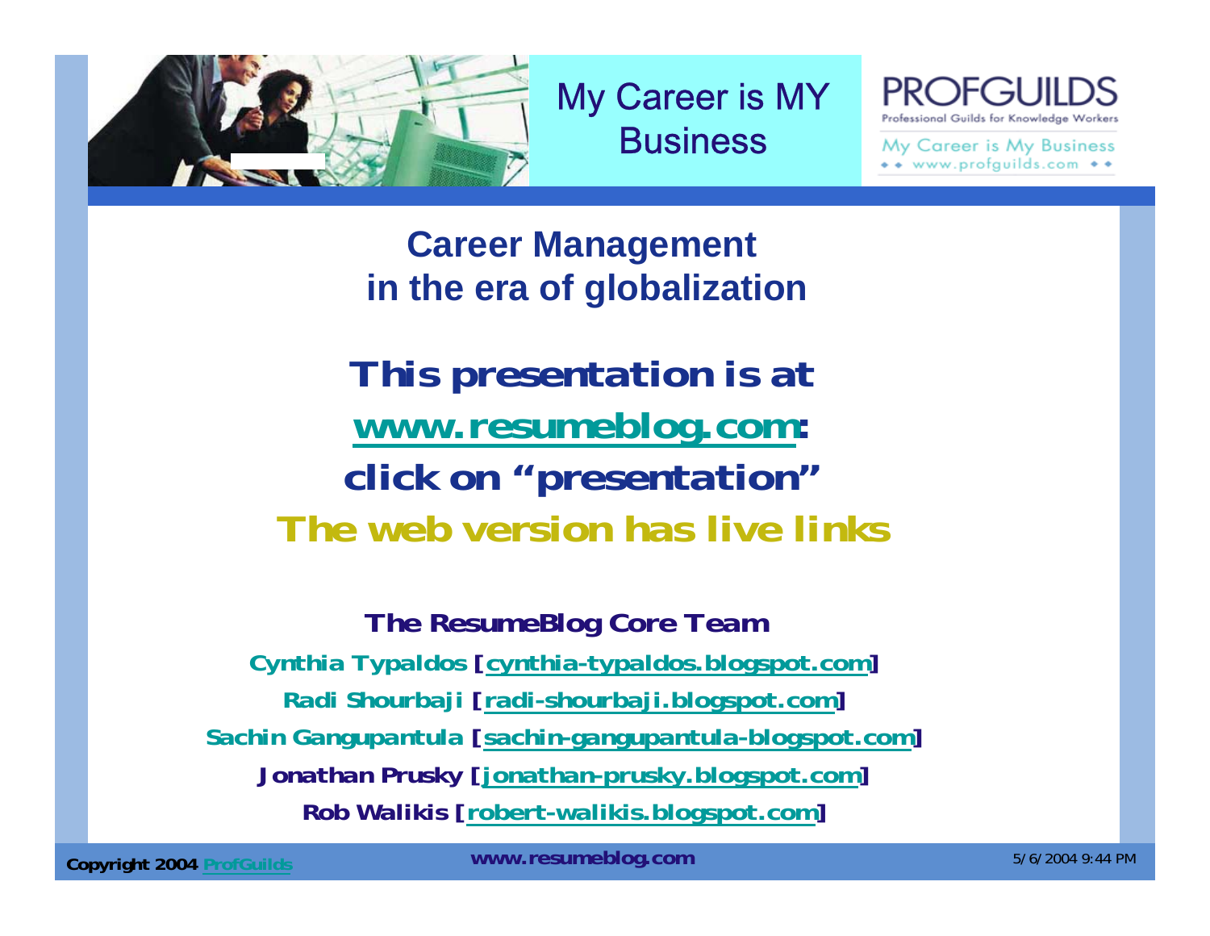My Career is MY Business

PROFGUILDS
Professional Guilds for Knowledge Workers
My Career is My Business
www.profguilds.com

# Career Management in the era of globalization

## This presentation is at www.resumeblog.com: click on "presentation"

## The web version has live links

**The ResumeBlog Core Team**

**Cynthia Typaldos [cynthia-typaldos.blogspot.com]**

**Radi Shourbaji [radi-shourbaji.blogspot.com]**

**Sachin Gangupantula [sachin-gangupantula-blogspot.com]**

**Jonathan Prusky [jonathan-prusky.blogspot.com]**

**Rob Walikis [robert-walikis.blogspot.com]**

Copyright 2004 ProfGuilds

www.resumeblog.com

5/6/2004 9:44 PM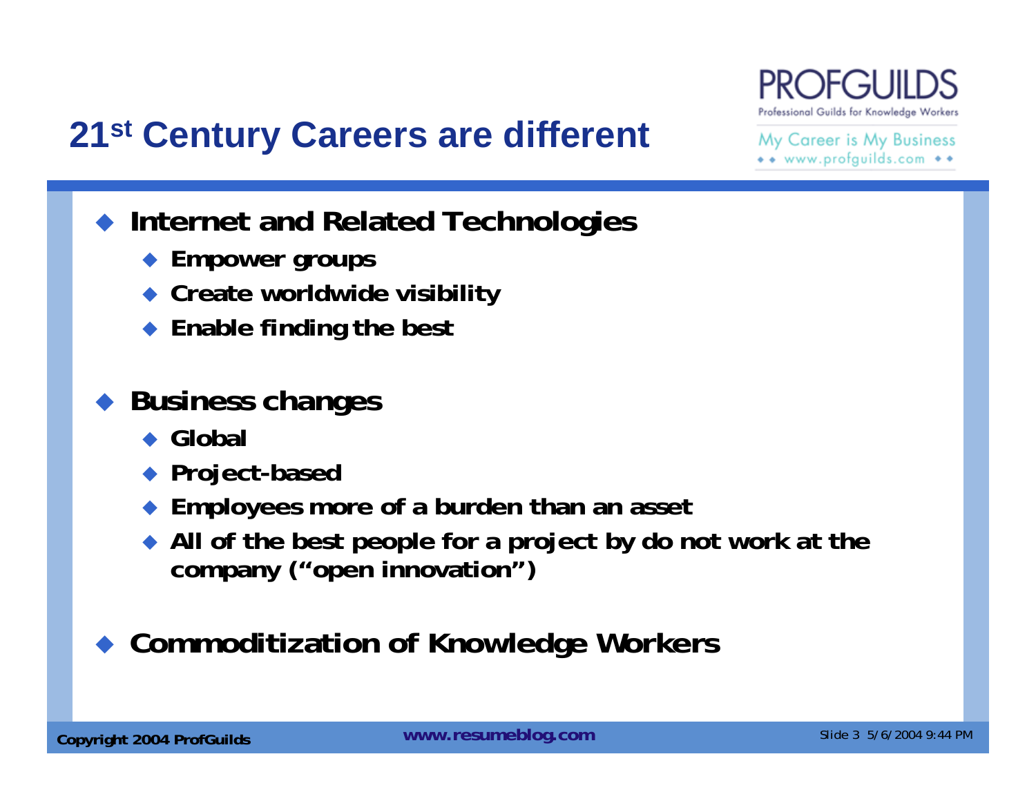# 21st Century Careers are different

- **Internet and Related Technologies**
  - **Empower groups**
  - **Create worldwide visibility**
  - **Enable finding the best**

- **Business changes**
  - **Global**
  - **Project-based**
  - **Employees more of a burden than an asset**
  - **All of the best people for a project by do not work at the company ("open innovation")**

- **Commoditization of Knowledge Workers**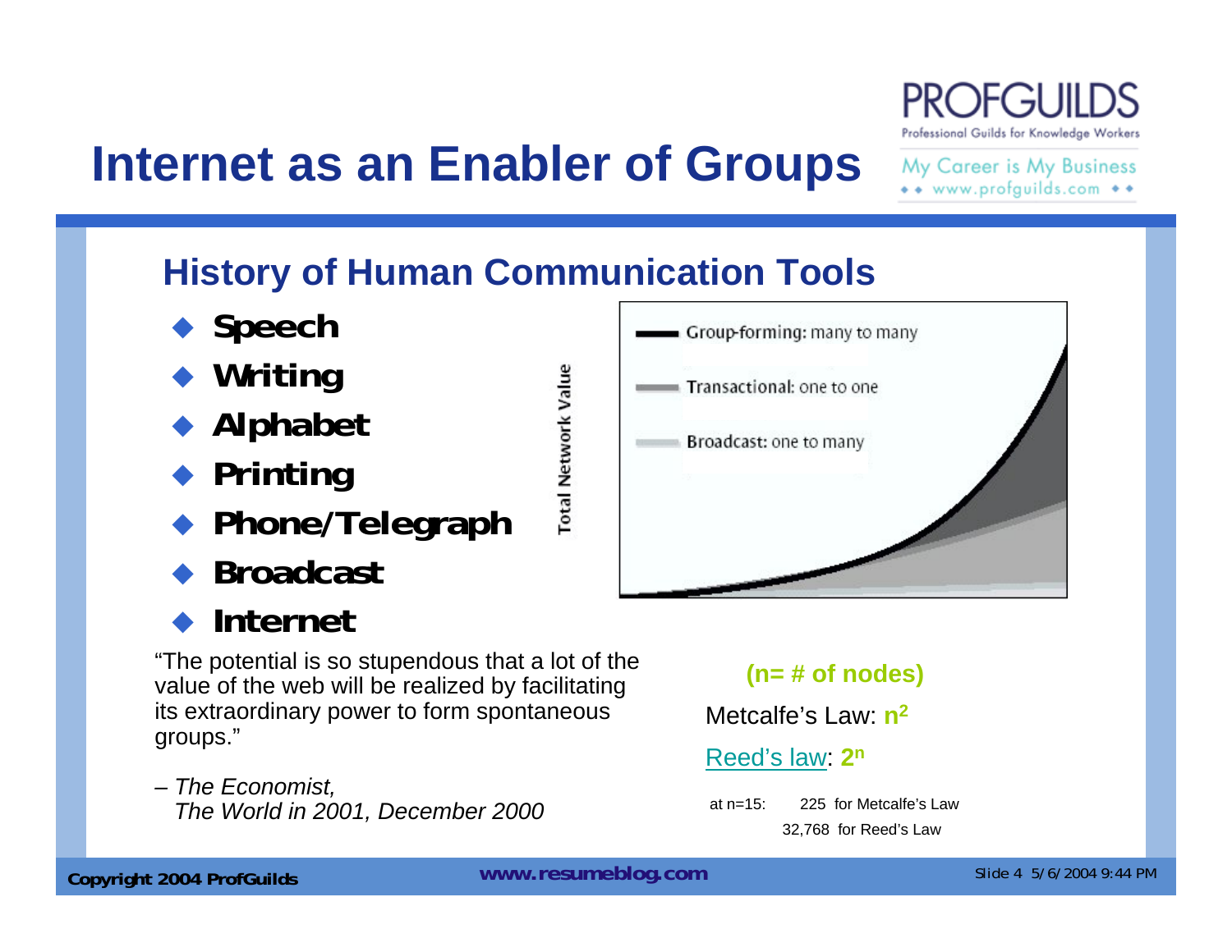# Internet as an Enabler of Groups

## History of Human Communication Tools

- **Speech**
- **Writing**
- **Alphabet**
- **Printing**
- **Phone/Telegraph**
- **Broadcast**
- **Internet**

Total Network Value

- Group-forming: many to many
- Transactional: one to one
- Broadcast: one to many

"The potential is so stupendous that a lot of the value of the web will be realized by facilitating its extraordinary power to form spontaneous groups."

– *The Economist, The World in 2001, December 2000*

**(n= # of nodes)**

Metcalfe's Law: $n^2$

Reed's law: $2^n$

at n=15: 225 for Metcalfe's Law

32,768 for Reed's Law

**Copyright 2004 ProfGuilds** **www.resumeblog.com**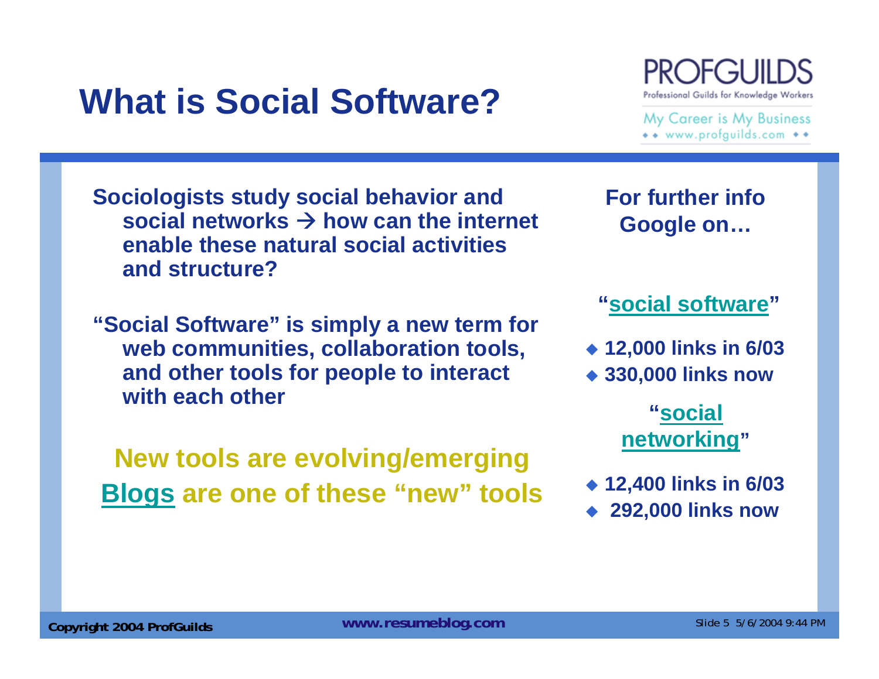# What is Social Software?

Sociologists study social behavior and social networks → how can the internet enable these natural social activities and structure?

"Social Software" is simply a new term for web communities, collaboration tools, and other tools for people to interact with each other

**New tools are evolving/emerging**

**Blogs are one of these "new" tools**

**For further info Google on…**

**"social software"**

- 12,000 links in 6/03
- 330,000 links now

**"social networking"**

- 12,400 links in 6/03
- 292,000 links now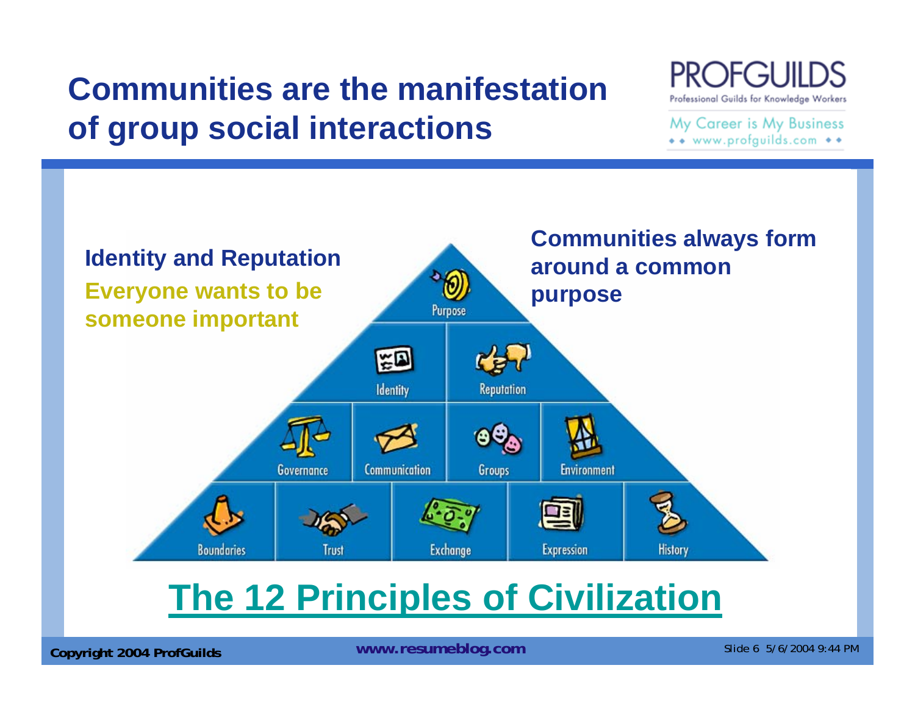# Communities are the manifestation of group social interactions

**Identity and Reputation**

**Everyone wants to be someone important**

**Communities always form around a common purpose**

Purpose

Identity | Reputation

Governance | Communication | Groups | Environment

Boundaries | Trust | Exchange | Expression | History

## The 12 Principles of Civilization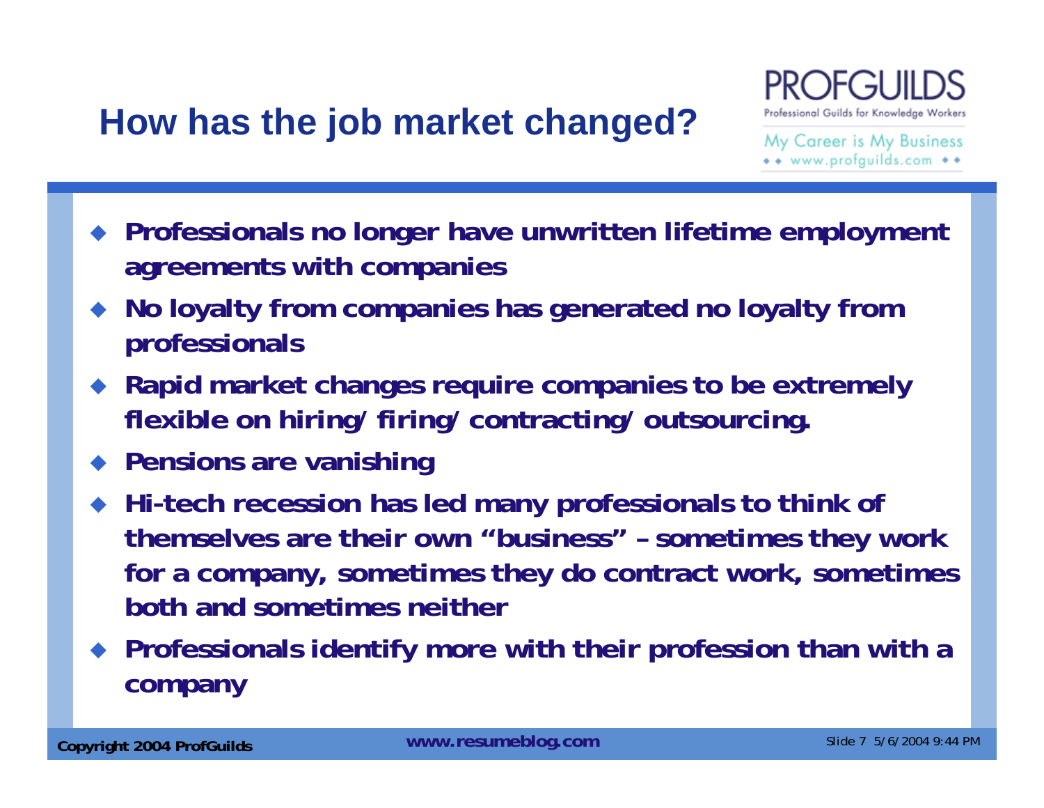# How has the job market changed?

- Professionals no longer have unwritten lifetime employment agreements with companies
- No loyalty from companies has generated no loyalty from professionals
- Rapid market changes require companies to be extremely flexible on hiring/ firing/ contracting/ outsourcing.
- Pensions are vanishing
- Hi-tech recession has led many professionals to think of themselves are their own "business" – sometimes they work for a company, sometimes they do contract work, sometimes both and sometimes neither
- Professionals identify more with their profession than with a company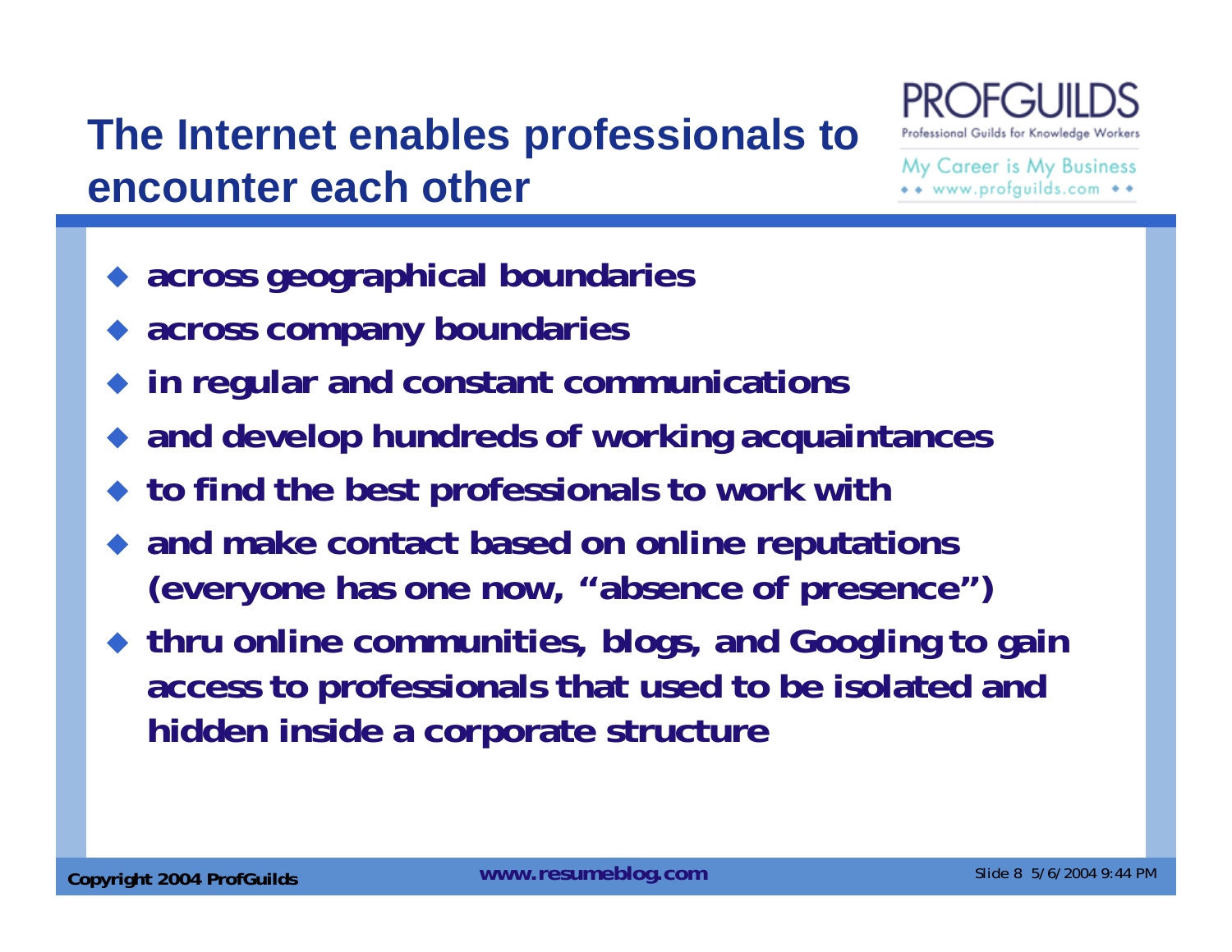# The Internet enables professionals to encounter each other

- across geographical boundaries
- across company boundaries
- in regular and constant communications
- and develop hundreds of working acquaintances
- to find the best professionals to work with
- and make contact based on online reputations (everyone has one now, “absence of presence”)
- thru online communities, blogs, and Googling to gain access to professionals that used to be isolated and hidden inside a corporate structure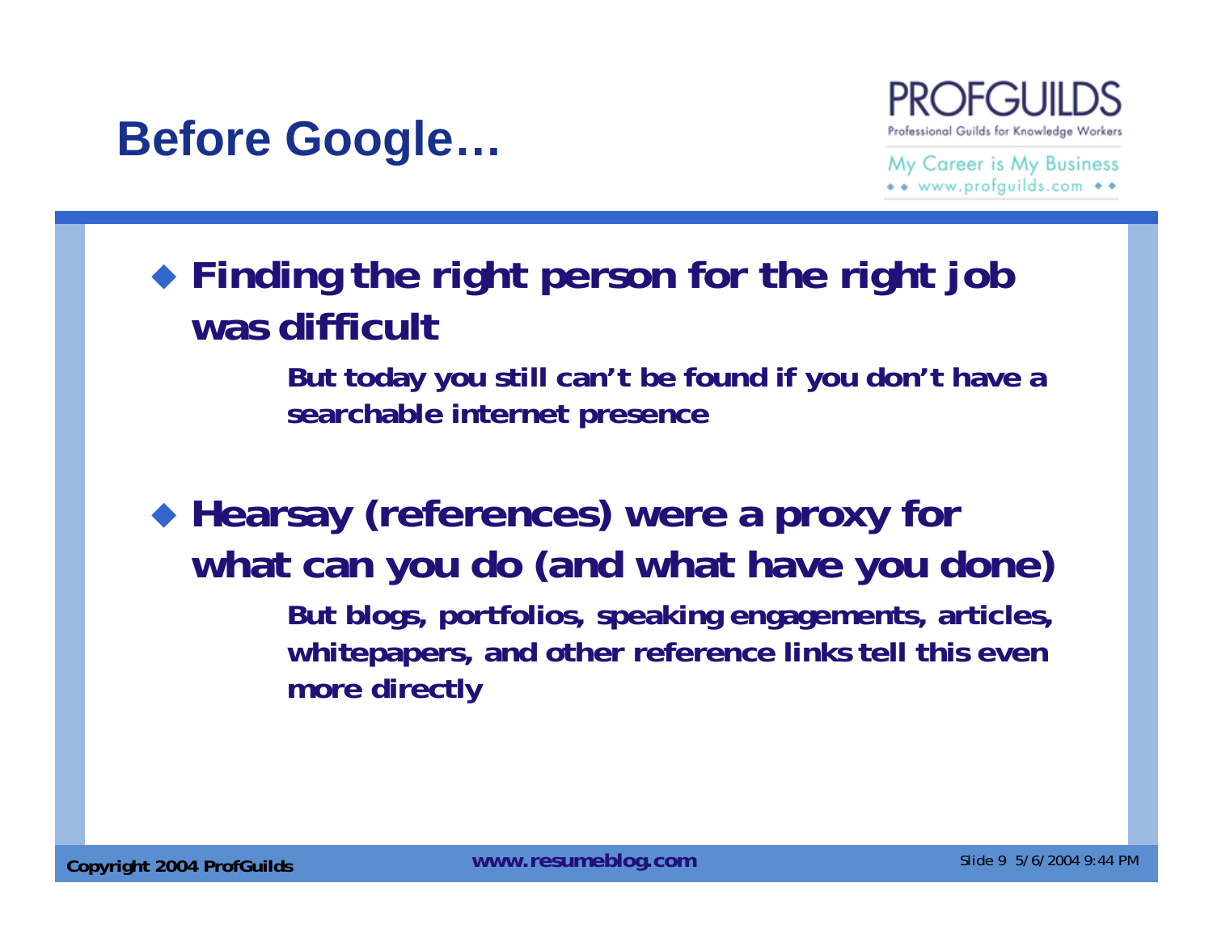# Before Google…

- **Finding the right person for the right job was difficult**
  - **But today you still can't be found if you don't have a searchable internet presence**

- **Hearsay (references) were a proxy for what can you do (and what have you done)**
  - **But blogs, portfolios, speaking engagements, articles, whitepapers, and other reference links tell this even more directly**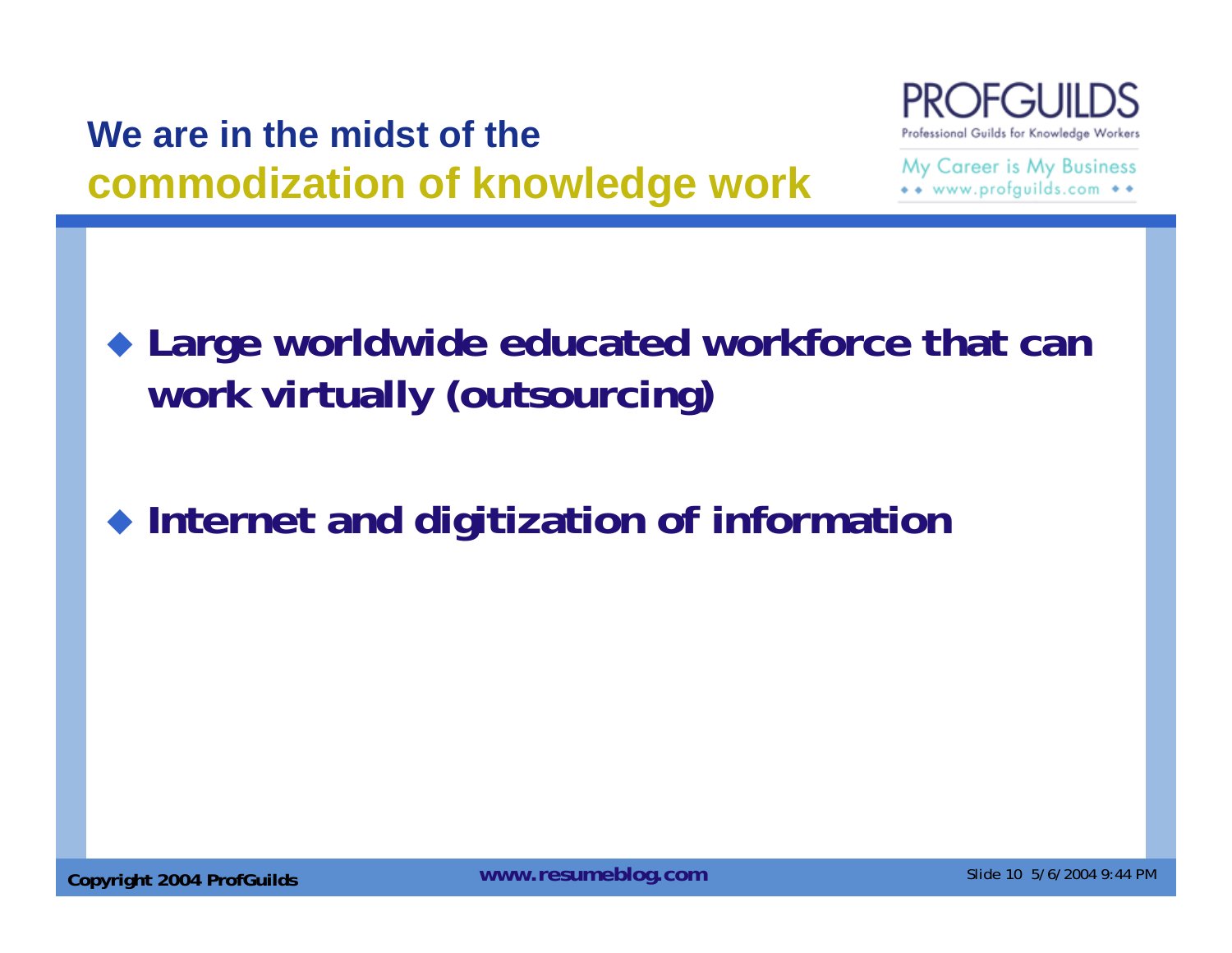## We are in the midst of the **commodization of knowledge work**

- **Large worldwide educated workforce that can work virtually (outsourcing)**
- **Internet and digitization of information**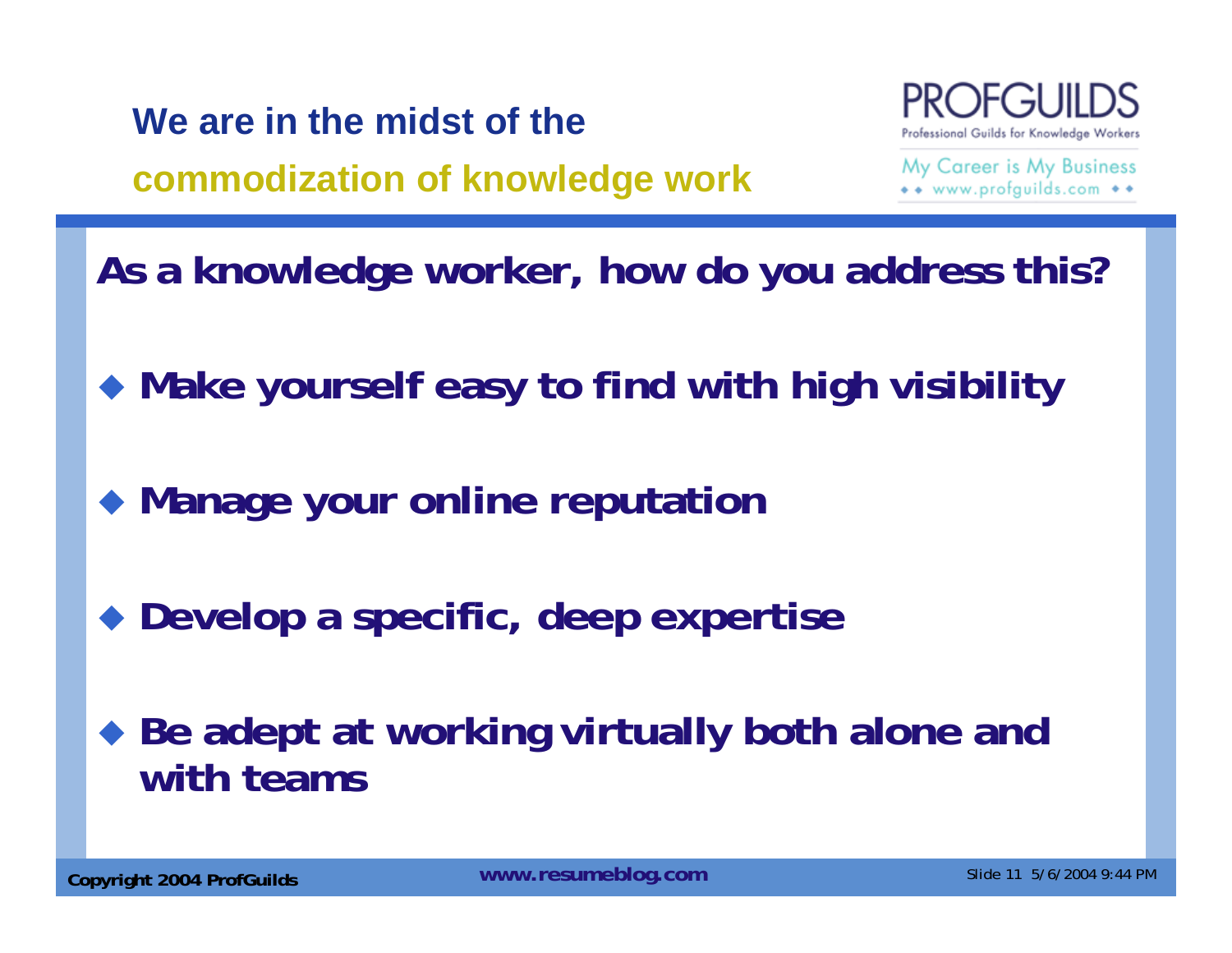# We are in the midst of the commodization of knowledge work

PROFGUILDS
Professional Guilds for Knowledge Workers
My Career is My Business
www.profguilds.com

**As a knowledge worker, how do you address this?**

- **Make yourself easy to find with high visibility**
- **Manage your online reputation**
- **Develop a specific, deep expertise**
- **Be adept at working virtually both alone and with teams**

Copyright 2004 ProfGuilds | www.resumeblog.com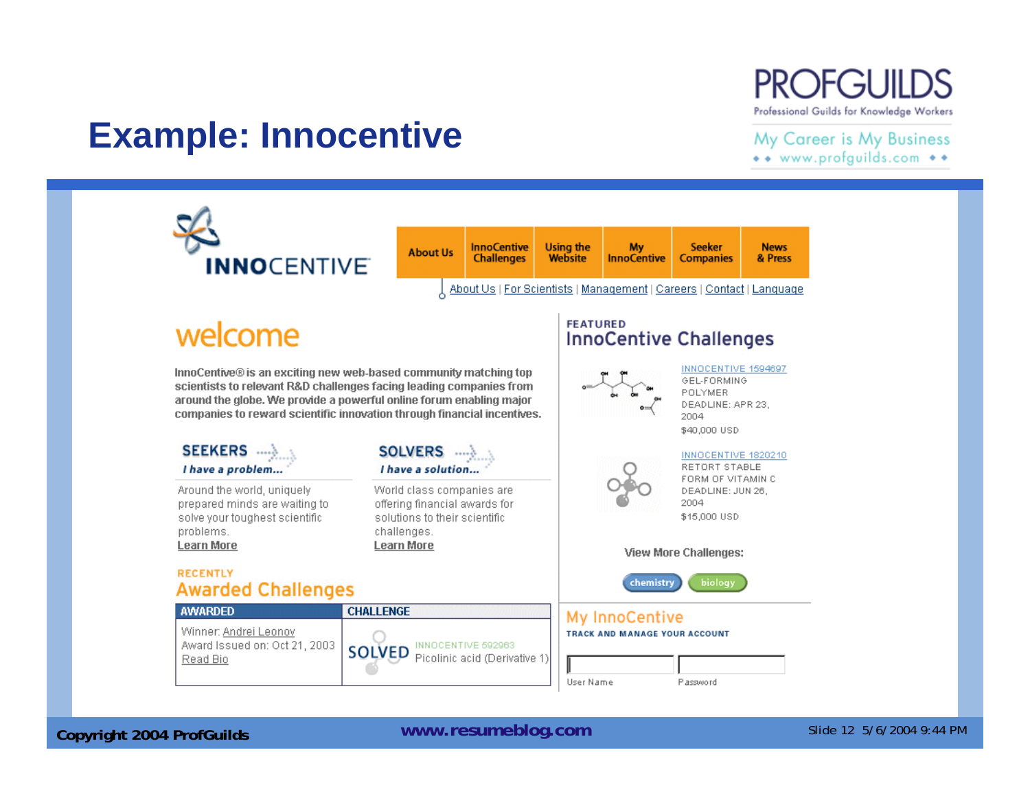# Example: Innocentive

INNOCENTIVE

About Us | InnoCentive Challenges | Using the Website | My InnoCentive | Seeker Companies | News & Press

About Us | For Scientists | Management | Careers | Contact | Language

## welcome

InnoCentive® is an exciting new web-based community matching top scientists to relevant R&D challenges facing leading companies from around the globe. We provide a powerful online forum enabling major companies to reward scientific innovation through financial incentives.

**SEEKERS**
*I have a problem...*

Around the world, uniquely prepared minds are waiting to solve your toughest scientific problems.
Learn More

**SOLVERS**
*I have a solution...*

World class companies are offering financial awards for solutions to their scientific challenges.
Learn More

RECENTLY
## Awarded Challenges

| AWARDED | CHALLENGE |
|---|---|
| Winner: Andrei Leonov<br>Award Issued on: Oct 21, 2003<br>Read Bio | SOLVED INNOCENTIVE 592963<br>Picolinic acid (Derivative 1) |

FEATURED
## InnoCentive Challenges

INNOCENTIVE 1594697
GEL-FORMING POLYMER
DEADLINE: APR 23, 2004
$40,000 USD

INNOCENTIVE 1820210
RETORT STABLE FORM OF VITAMIN C
DEADLINE: JUN 26, 2004
$15,000 USD

View More Challenges:

chemistry | biology

## My InnoCentive

TRACK AND MANAGE YOUR ACCOUNT

User Name | Password

Copyright 2004 ProfGuilds

www.resumeblog.com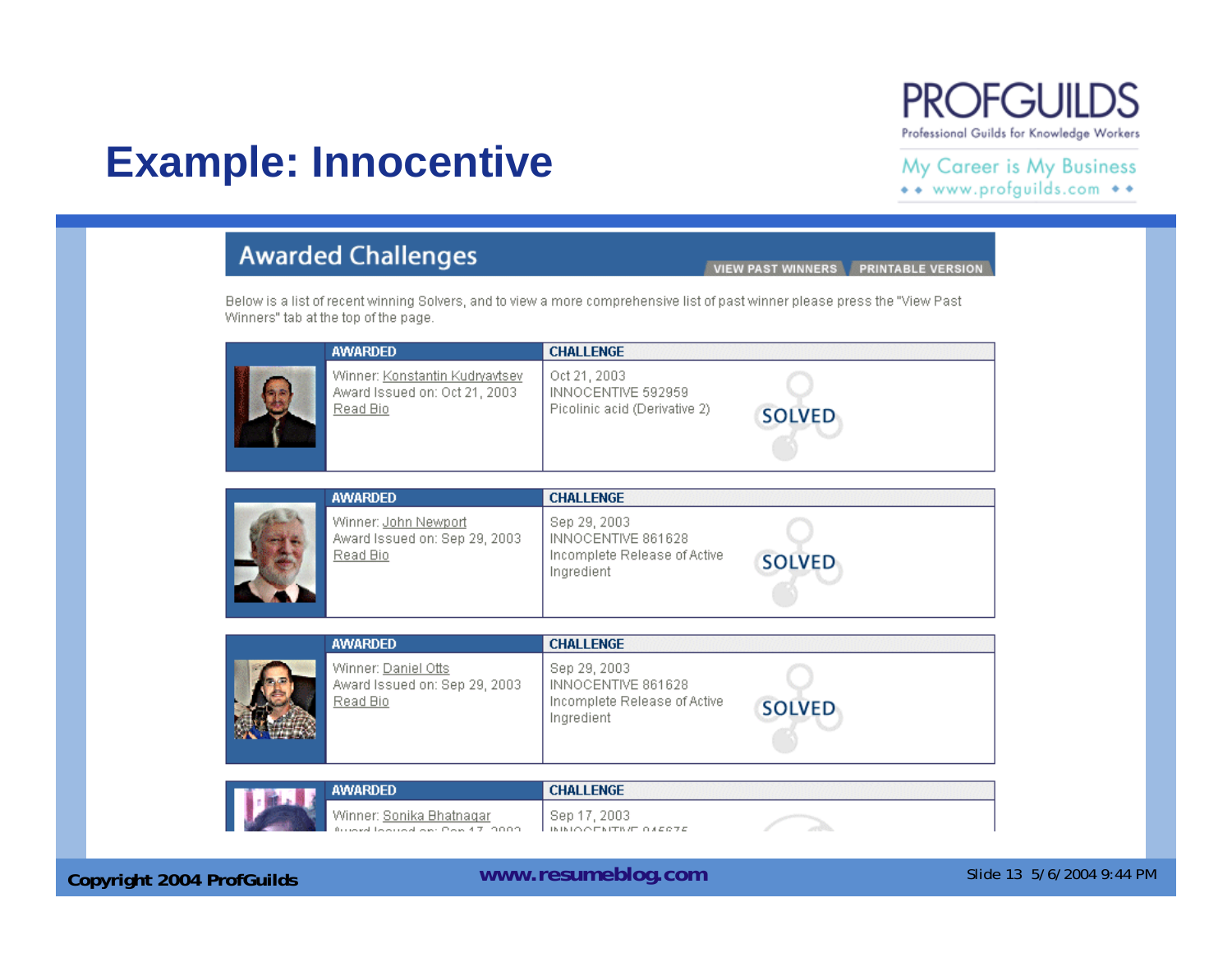# Example: Innocentive

PROFGUILDS
Professional Guilds for Knowledge Workers
My Career is My Business
www.profguilds.com

## Awarded Challenges

VIEW PAST WINNERS | PRINTABLE VERSION

Below is a list of recent winning Solvers, and to view a more comprehensive list of past winner please press the "View Past Winners" tab at the top of the page.

| AWARDED | CHALLENGE | |
|---|---|---|
| Winner: Konstantin Kudryavtsev<br>Award Issued on: Oct 21, 2003<br>Read Bio | Oct 21, 2003<br>INNOCENTIVE 592959<br>Picolinic acid (Derivative 2) | SOLVED |
| Winner: John Newport<br>Award Issued on: Sep 29, 2003<br>Read Bio | Sep 29, 2003<br>INNOCENTIVE 861628<br>Incomplete Release of Active Ingredient | SOLVED |
| Winner: Daniel Otts<br>Award Issued on: Sep 29, 2003<br>Read Bio | Sep 29, 2003<br>INNOCENTIVE 861628<br>Incomplete Release of Active Ingredient | SOLVED |
| Winner: Sonika Bhatnagar<br>Award Issued on: Sep 17, 2003 | Sep 17, 2003<br>INNOCENTIVE 945675 | |

Copyright 2004 ProfGuilds

www.resumeblog.com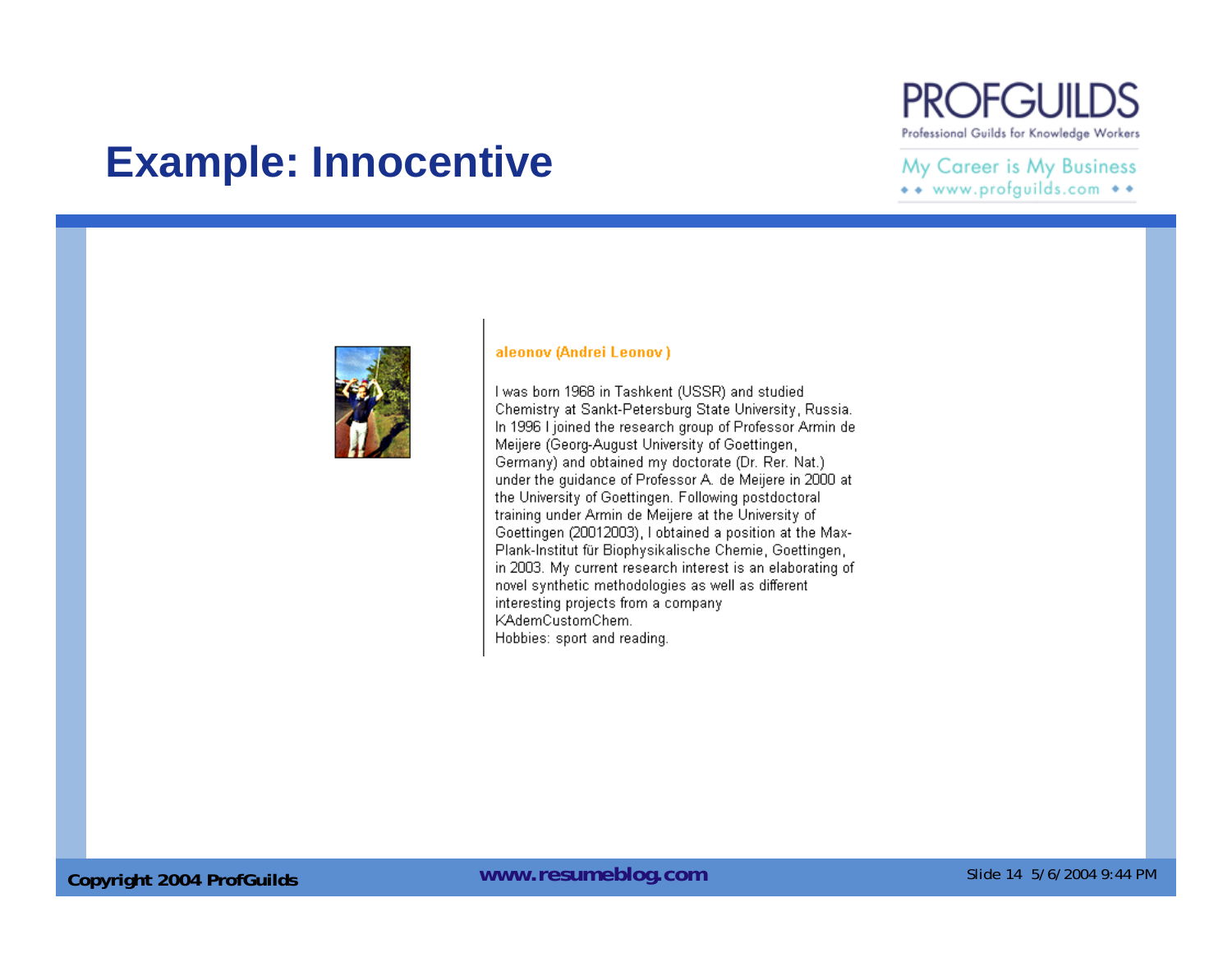# Example: Innocentive

**aleonov (Andrei Leonov )**

I was born 1968 in Tashkent (USSR) and studied Chemistry at Sankt-Petersburg State University, Russia. In 1996 I joined the research group of Professor Armin de Meijere (Georg-August University of Goettingen, Germany) and obtained my doctorate (Dr. Rer. Nat.) under the guidance of Professor A. de Meijere in 2000 at the University of Goettingen. Following postdoctoral training under Armin de Meijere at the University of Goettingen (20012003), I obtained a position at the Max-Plank-Institut für Biophysikalische Chemie, Goettingen, in 2003. My current research interest is an elaborating of novel synthetic methodologies as well as different interesting projects from a company KAdemCustomChem.
Hobbies: sport and reading.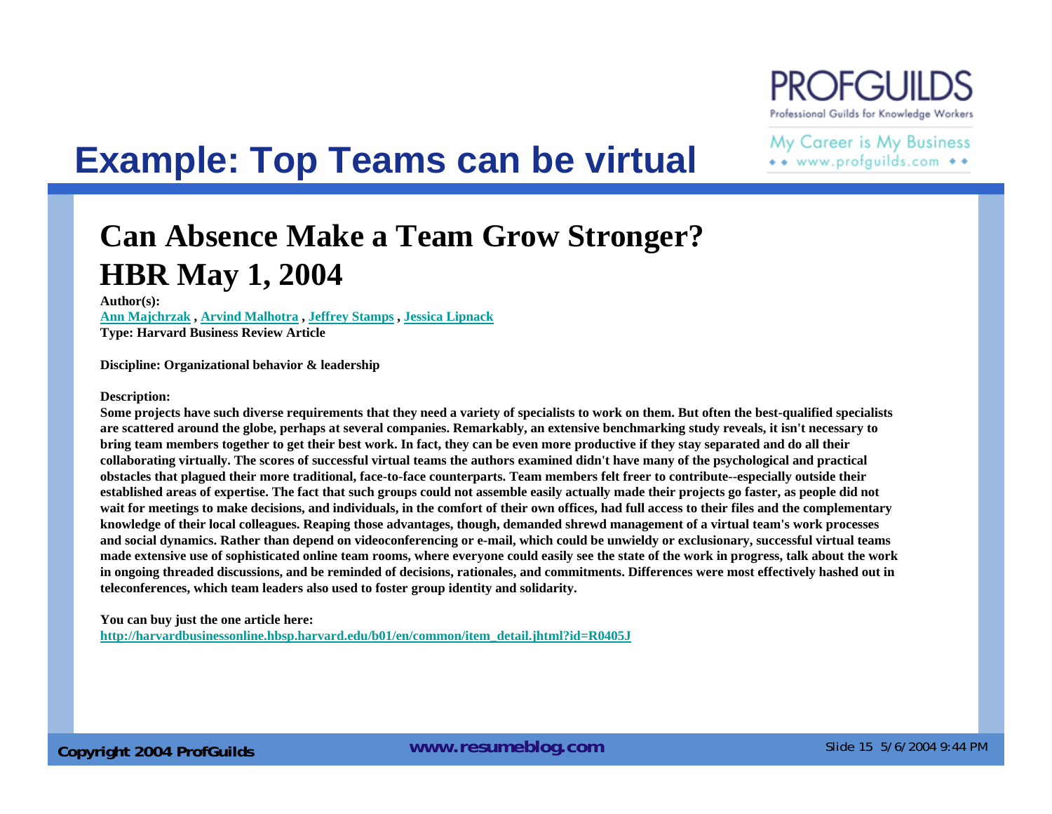# Example: Top Teams can be virtual

## Can Absence Make a Team Grow Stronger? HBR May 1, 2004

**Author(s):**
**Ann Majchrzak , Arvind Malhotra , Jeffrey Stamps , Jessica Lipnack**
**Type: Harvard Business Review Article**

**Discipline: Organizational behavior & leadership**

**Description:**
**Some projects have such diverse requirements that they need a variety of specialists to work on them. But often the best-qualified specialists are scattered around the globe, perhaps at several companies. Remarkably, an extensive benchmarking study reveals, it isn't necessary to bring team members together to get their best work. In fact, they can be even more productive if they stay separated and do all their collaborating virtually. The scores of successful virtual teams the authors examined didn't have many of the psychological and practical obstacles that plagued their more traditional, face-to-face counterparts. Team members felt freer to contribute--especially outside their established areas of expertise. The fact that such groups could not assemble easily actually made their projects go faster, as people did not wait for meetings to make decisions, and individuals, in the comfort of their own offices, had full access to their files and the complementary knowledge of their local colleagues. Reaping those advantages, though, demanded shrewd management of a virtual team's work processes and social dynamics. Rather than depend on videoconferencing or e-mail, which could be unwieldy or exclusionary, successful virtual teams made extensive use of sophisticated online team rooms, where everyone could easily see the state of the work in progress, talk about the work in ongoing threaded discussions, and be reminded of decisions, rationales, and commitments. Differences were most effectively hashed out in teleconferences, which team leaders also used to foster group identity and solidarity.**

**You can buy just the one article here:**
**http://harvardbusinessonline.hbsp.harvard.edu/b01/en/common/item_detail.jhtml?id=R0405J**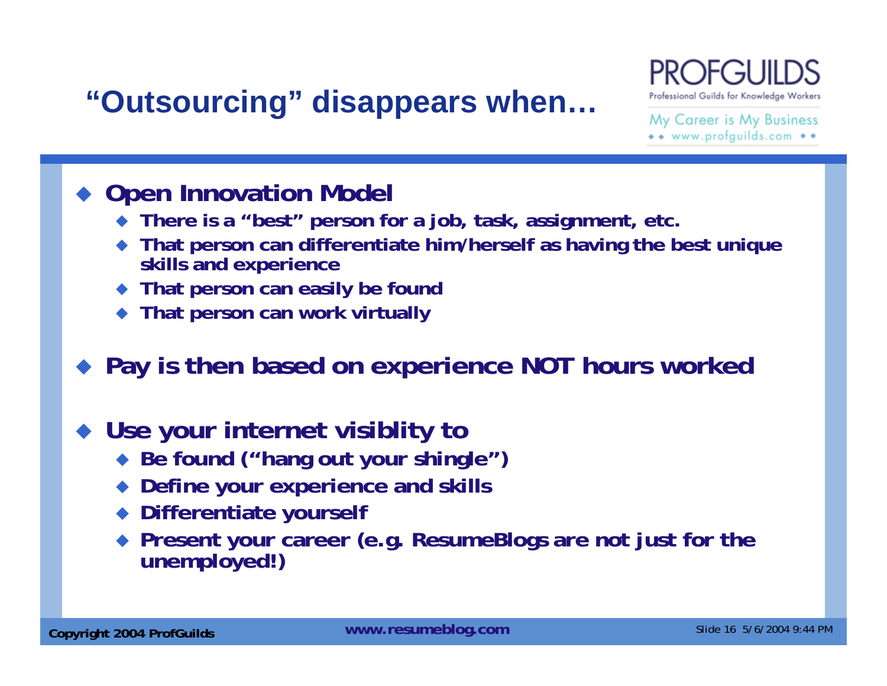# "Outsourcing" disappears when…

- **Open Innovation Model**
  - **There is a "best" person for a job, task, assignment, etc.**
  - **That person can differentiate him/herself as having the best unique skills and experience**
  - **That person can easily be found**
  - **That person can work virtually**

- **Pay is then based on experience NOT hours worked**

- **Use your internet visiblity to**
  - **Be found ("hang out your shingle")**
  - **Define your experience and skills**
  - **Differentiate yourself**
  - **Present your career (e.g. ResumeBlogs are not just for the unemployed!)**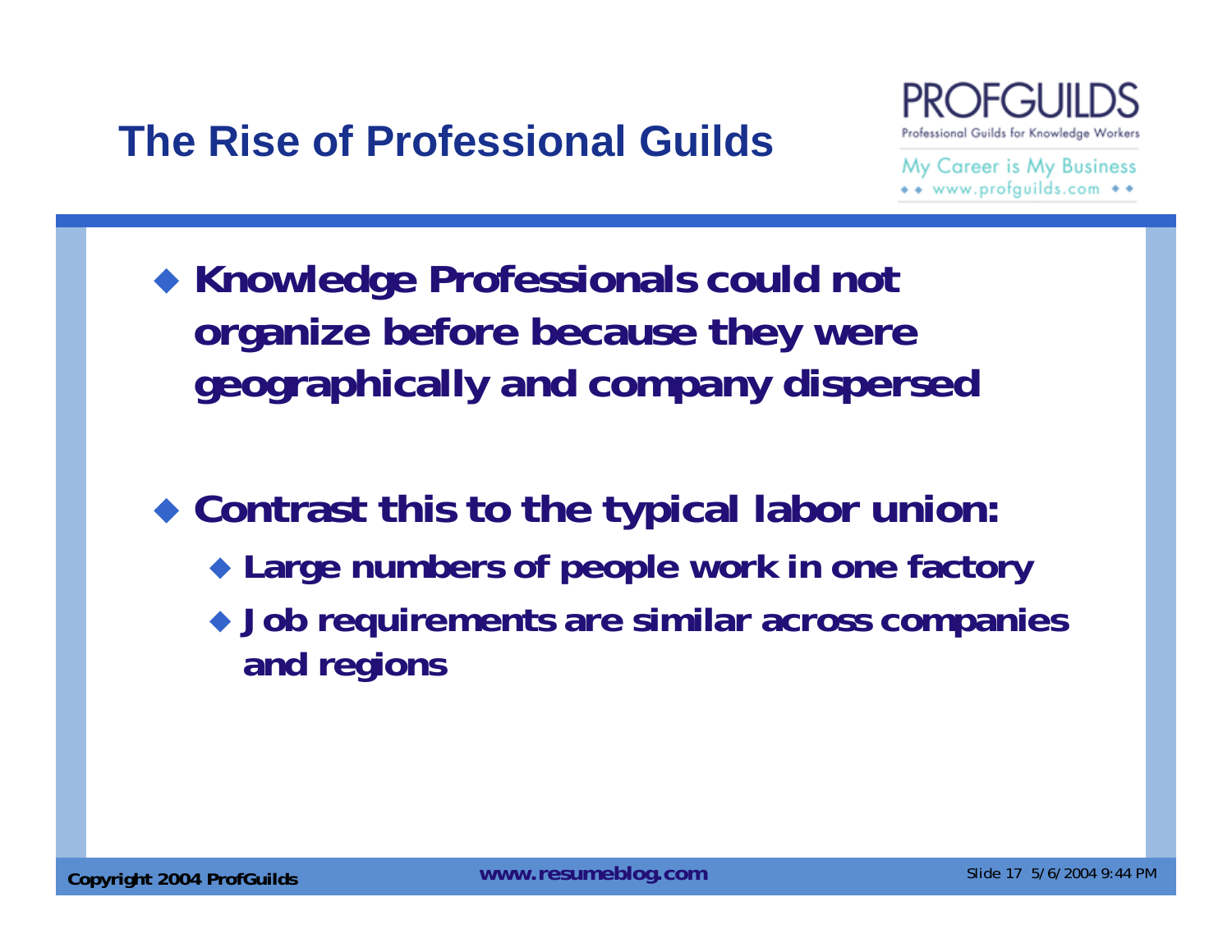# The Rise of Professional Guilds

- **Knowledge Professionals could not organize before because they were geographically and company dispersed**

- **Contrast this to the typical labor union:**
  - **Large numbers of people work in one factory**
  - **Job requirements are similar across companies and regions**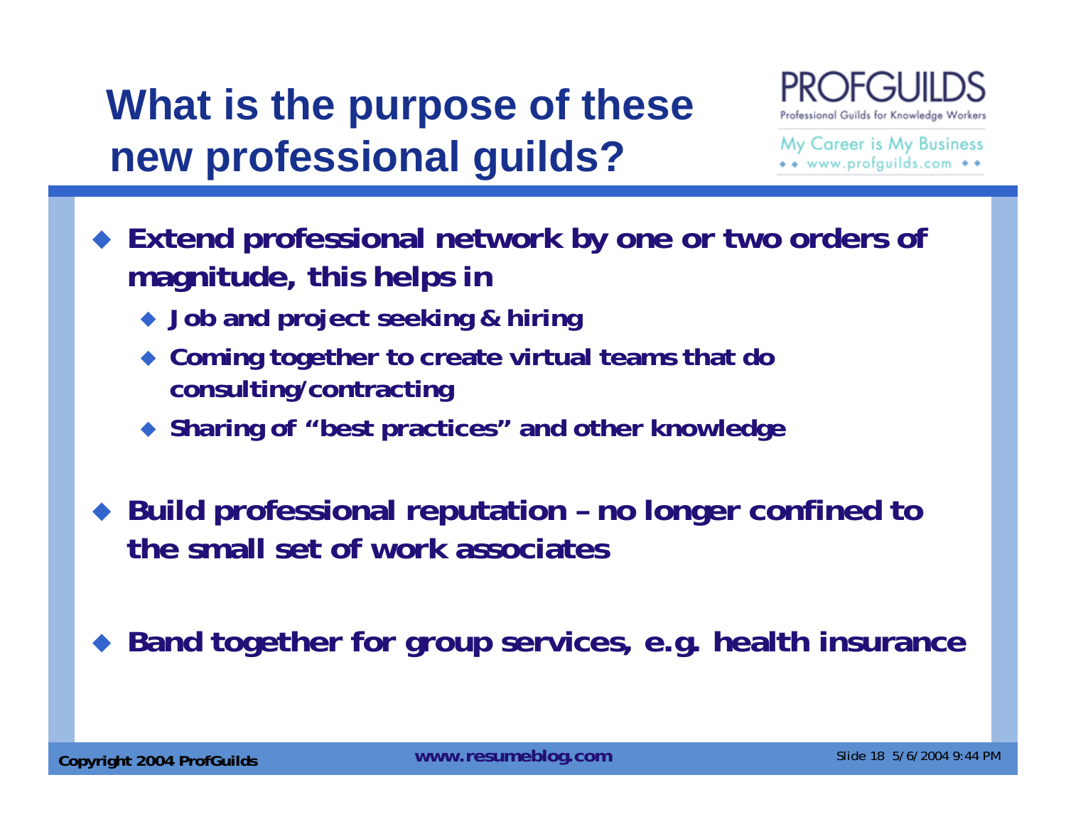# What is the purpose of these new professional guilds?

PROFGUILDS
Professional Guilds for Knowledge Workers
My Career is My Business
www.profguilds.com

- **Extend professional network by one or two orders of magnitude, this helps in**
  - **Job and project seeking & hiring**
  - **Coming together to create virtual teams that do consulting/contracting**
  - **Sharing of "best practices" and other knowledge**
- **Build professional reputation – no longer confined to the small set of work associates**
- **Band together for group services, e.g. health insurance**

**Copyright 2004 ProfGuilds** **www.resumeblog.com**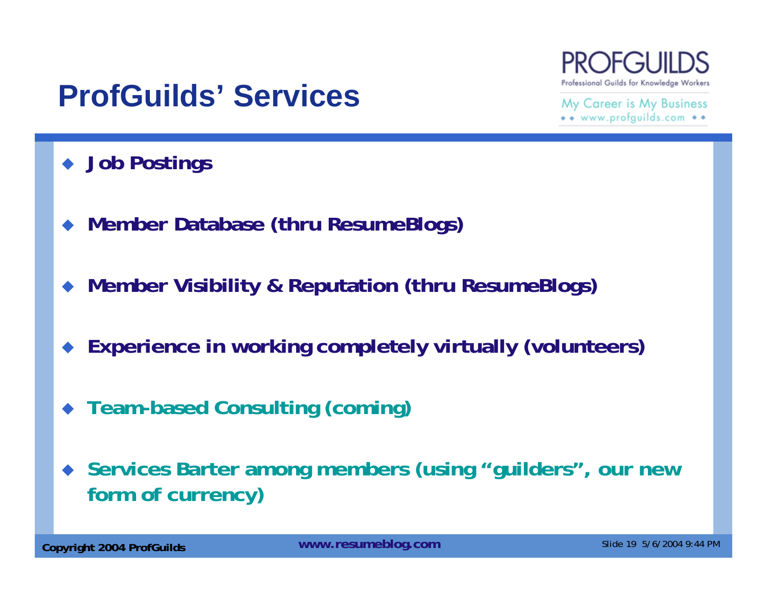# ProfGuilds' Services

- **Job Postings**
- **Member Database (thru ResumeBlogs)**
- **Member Visibility & Reputation (thru ResumeBlogs)**
- **Experience in working completely virtually (volunteers)**
- **Team-based Consulting (coming)**
- **Services Barter among members (using "guilders", our new form of currency)**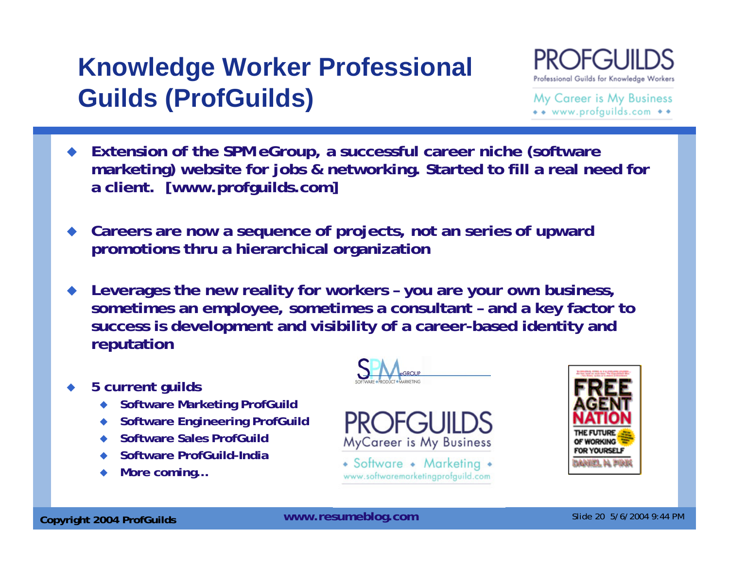# Knowledge Worker Professional Guilds (ProfGuilds)

PROFGUILDS
Professional Guilds for Knowledge Workers
My Career is My Business
www.profguilds.com

- **Extension of the SPMeGroup, a successful career niche (software marketing) website for jobs & networking. Started to fill a real need for a client. [www.profguilds.com]**
- **Careers are now a sequence of projects, not an series of upward promotions thru a hierarchical organization**
- **Leverages the new reality for workers – you are your own business, sometimes an employee, sometimes a consultant – and a key factor to success is development and visibility of a career-based identity and reputation**
- **5 current guilds**
  - **Software Marketing ProfGuild**
  - **Software Engineering ProfGuild**
  - **Software Sales ProfGuild**
  - **Software ProfGuild-India**
  - **More coming…**

SPM eGROUP
SOFTWARE PRODUCT MARKETING

PROFGUILDS
MyCareer is My Business
Software Marketing
www.softwaremarketingprofguild.com

FREE AGENT NATION
THE FUTURE OF WORKING FOR YOURSELF
DANIEL H. PINK

**Copyright 2004 ProfGuilds** **www.resumeblog.com**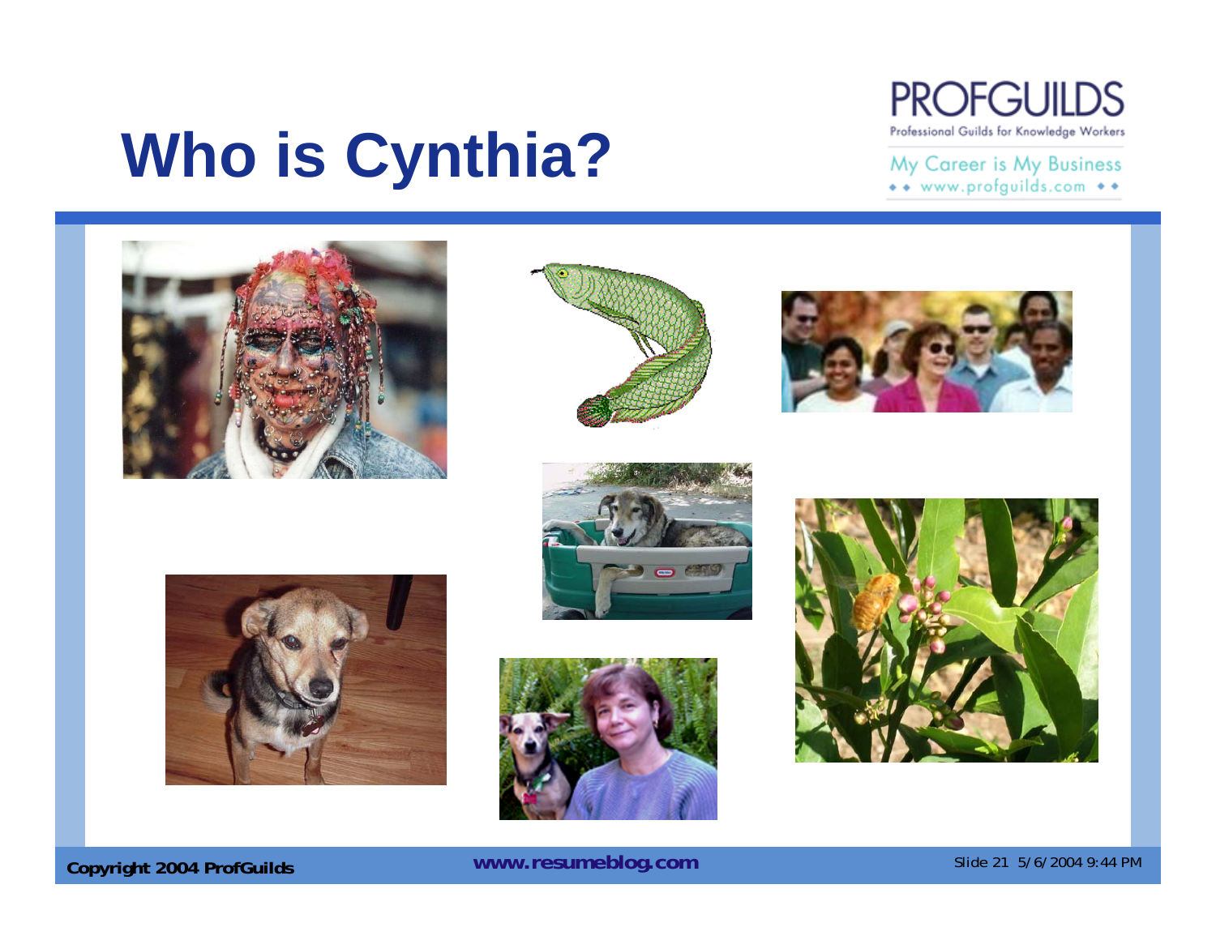# Who is Cynthia?

PROFGUILDS
Professional Guilds for Knowledge Workers

My Career is My Business
www.profguilds.com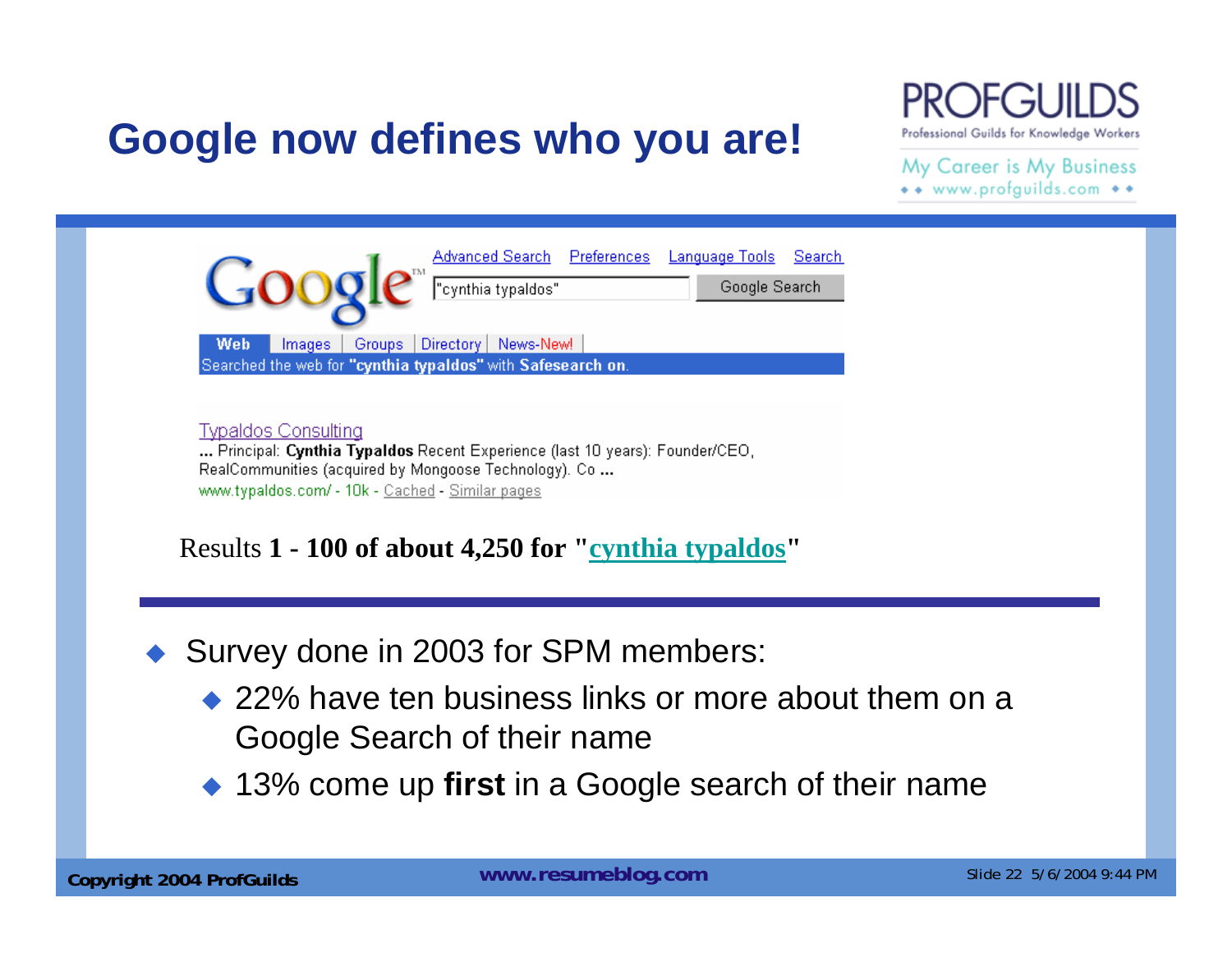# Google now defines who you are!

PROFGUILDS
Professional Guilds for Knowledge Workers
My Career is My Business
www.profguilds.com

Advanced Search | Preferences | Language Tools | Search

"cynthia typaldos" | Google Search

Web | Images | Groups | Directory | News-New!

Searched the web for **"cynthia typaldos"** with **Safesearch on**.

Typaldos Consulting
... Principal: **Cynthia Typaldos** Recent Experience (last 10 years): Founder/CEO, RealCommunities (acquired by Mongoose Technology). Co ...
www.typaldos.com/ - 10k - Cached - Similar pages

Results **1 - 100 of about 4,250 for "cynthia typaldos"**

- Survey done in 2003 for SPM members:
  - 22% have ten business links or more about them on a Google Search of their name
  - 13% come up **first** in a Google search of their name

**Copyright 2004 ProfGuilds** | **www.resumeblog.com**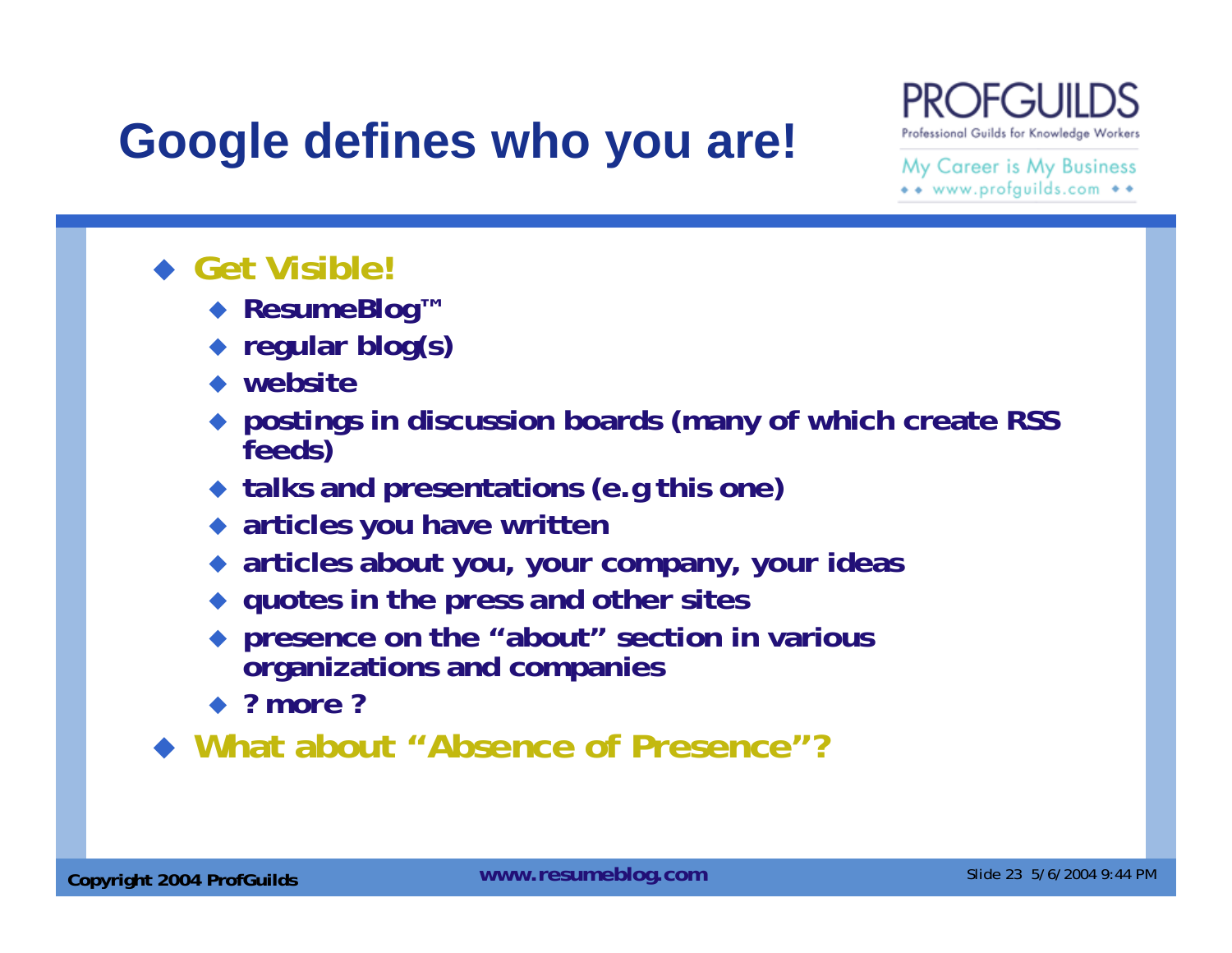# Google defines who you are!

- **Get Visible!**
  - ResumeBlog™
  - regular blog(s)
  - website
  - postings in discussion boards (many of which create RSS feeds)
  - talks and presentations (e.g this one)
  - articles you have written
  - articles about you, your company, your ideas
  - quotes in the press and other sites
  - presence on the "about" section in various organizations and companies
  - ? more ?
- **What about "Absence of Presence"?**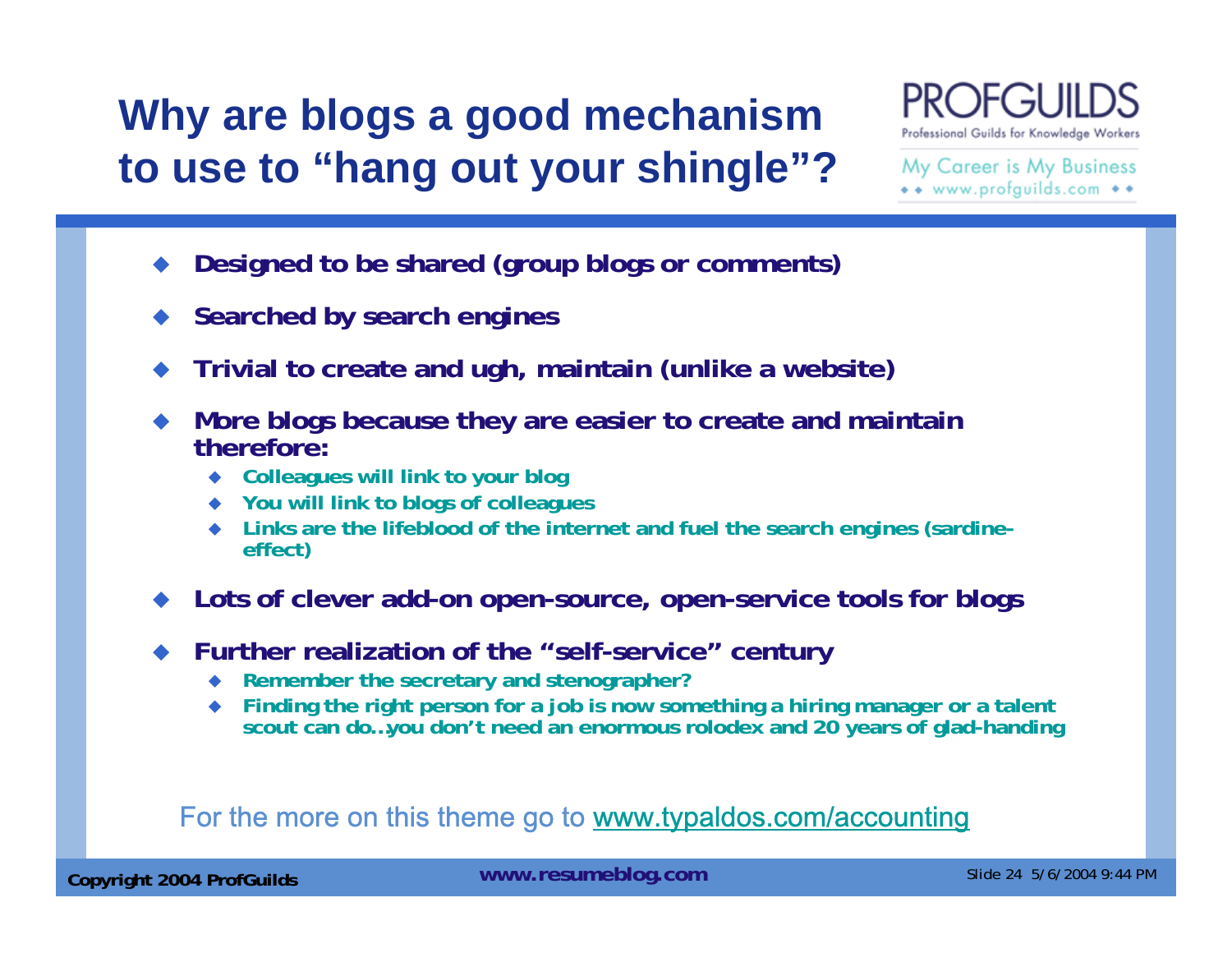# Why are blogs a good mechanism to use to "hang out your shingle"?

PROFGUILDS
Professional Guilds for Knowledge Workers
My Career is My Business
www.profguilds.com

- **Designed to be shared (group blogs or comments)**
- **Searched by search engines**
- **Trivial to create and ugh, maintain (unlike a website)**
- **More blogs because they are easier to create and maintain therefore:**
  - **Colleagues will link to your blog**
  - **You will link to blogs of colleagues**
  - **Links are the lifeblood of the internet and fuel the search engines (sardine-effect)**
- **Lots of clever add-on open-source, open-service tools for blogs**
- **Further realization of the "self-service" century**
  - **Remember the secretary and stenographer?**
  - **Finding the right person for a job is now something a hiring manager or a talent scout can do…you don't need an enormous rolodex and 20 years of glad-handing**

For the more on this theme go to www.typaldos.com/accounting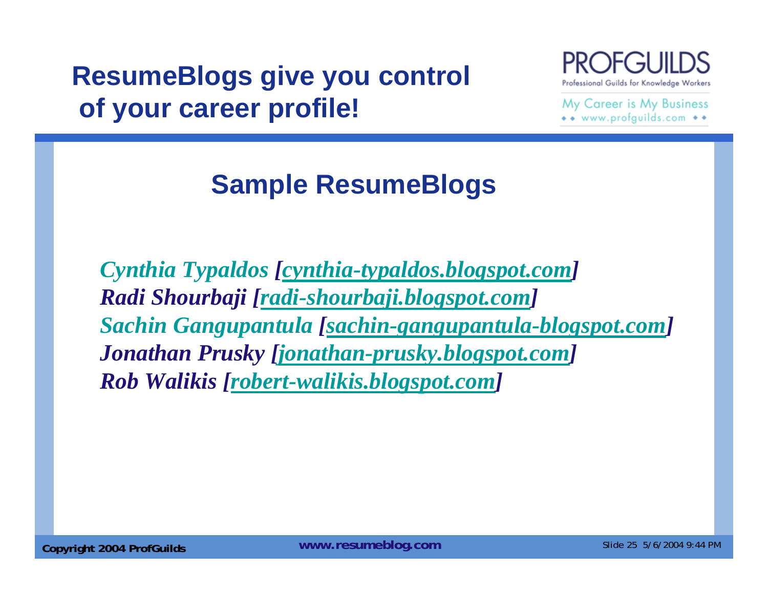# ResumeBlogs give you control of your career profile!

PROFGUILDS
Professional Guilds for Knowledge Workers
My Career is My Business
www.profguilds.com

## Sample ResumeBlogs

*Cynthia Typaldos [cynthia-typaldos.blogspot.com]*
*Radi Shourbaji [radi-shourbaji.blogspot.com]*
*Sachin Gangupantula [sachin-gangupantula-blogspot.com]*
*Jonathan Prusky [jonathan-prusky.blogspot.com]*
*Rob Walikis [robert-walikis.blogspot.com]*

Copyright 2004 ProfGuilds www.resumeblog.com Slide 25 5/6/2004 9:44 PM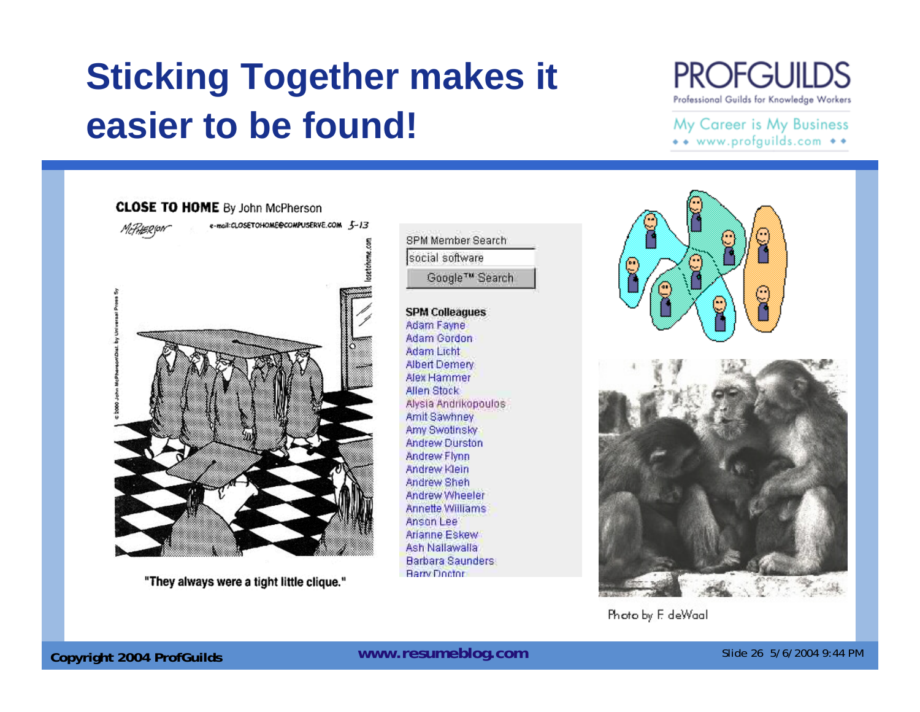# Sticking Together makes it easier to be found!

PROFGUILDS
Professional Guilds for Knowledge Workers
My Career is My Business
www.profguilds.com

CLOSE TO HOME By John McPherson

"They always were a tight little clique."

SPM Member Search

social software

Google™ Search

**SPM Colleagues**

- Adam Fayne
- Adam Gordon
- Adam Licht
- Albert Demery
- Alex Hammer
- Allen Stock
- Alysia Andrikopoulos
- Amit Sawhney
- Amy Swotinsky
- Andrew Durston
- Andrew Flynn
- Andrew Klein
- Andrew Sheh
- Andrew Wheeler
- Annette Williams
- Anson Lee
- Arianne Eskew
- Ash Nallawalla
- Barbara Saunders
- Barry Doctor

Photo by F. deWaal

Copyright 2004 ProfGuilds

www.resumeblog.com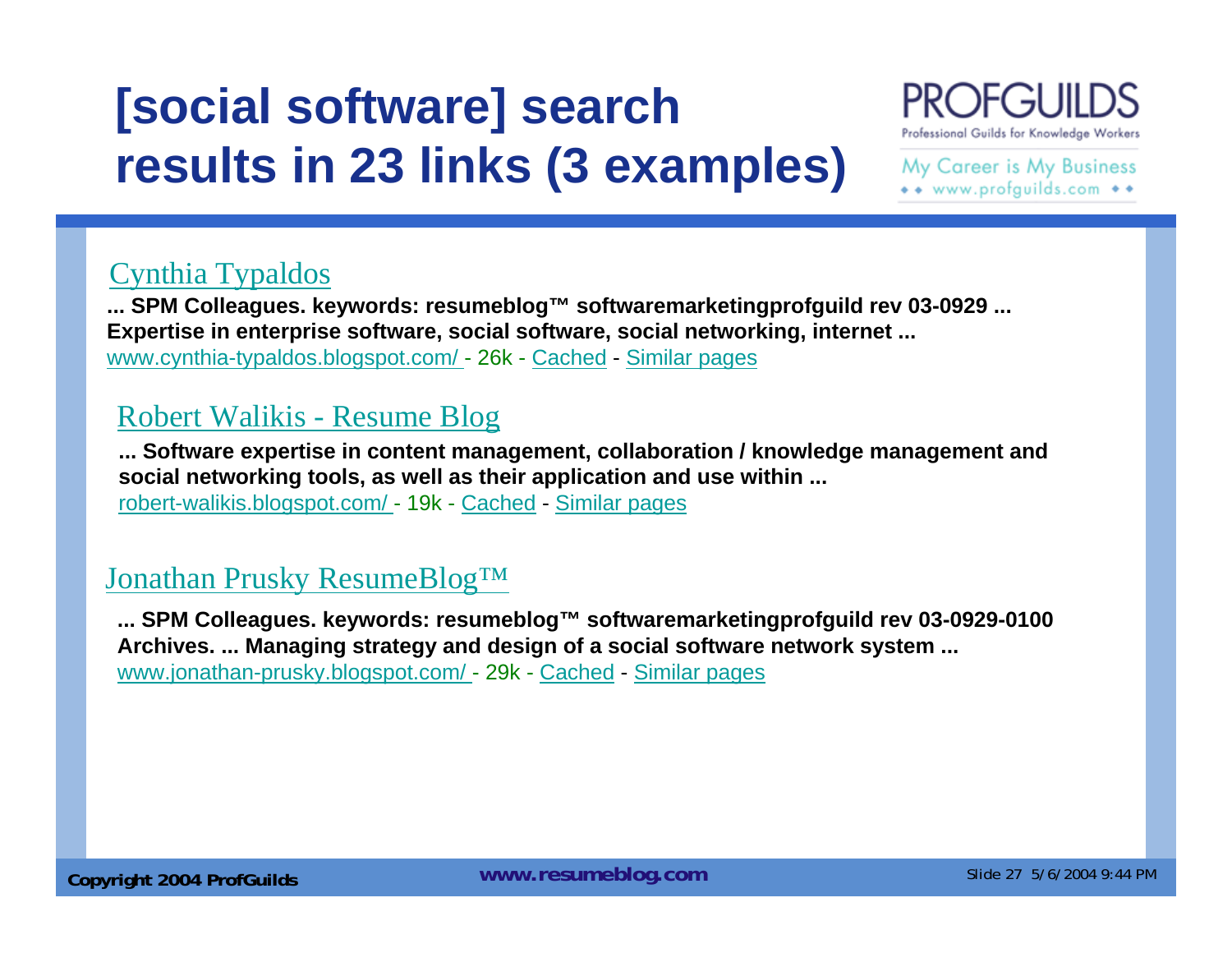# [social software] search results in 23 links (3 examples)

[Cynthia Typaldos](www.cynthia-typaldos.blogspot.com/)

**... SPM Colleagues. keywords: resumeblog™ softwaremarketingprofguild rev 03-0929 ... Expertise in enterprise software, social software, social networking, internet ...**

www.cynthia-typaldos.blogspot.com/ - 26k - Cached - Similar pages

[Robert Walikis - Resume Blog](robert-walikis.blogspot.com/)

**... Software expertise in content management, collaboration / knowledge management and social networking tools, as well as their application and use within ...**

robert-walikis.blogspot.com/ - 19k - Cached - Similar pages

[Jonathan Prusky ResumeBlog™](www.jonathan-prusky.blogspot.com/)

**... SPM Colleagues. keywords: resumeblog™ softwaremarketingprofguild rev 03-0929-0100 Archives. ... Managing strategy and design of a social software network system ...**

www.jonathan-prusky.blogspot.com/ - 29k - Cached - Similar pages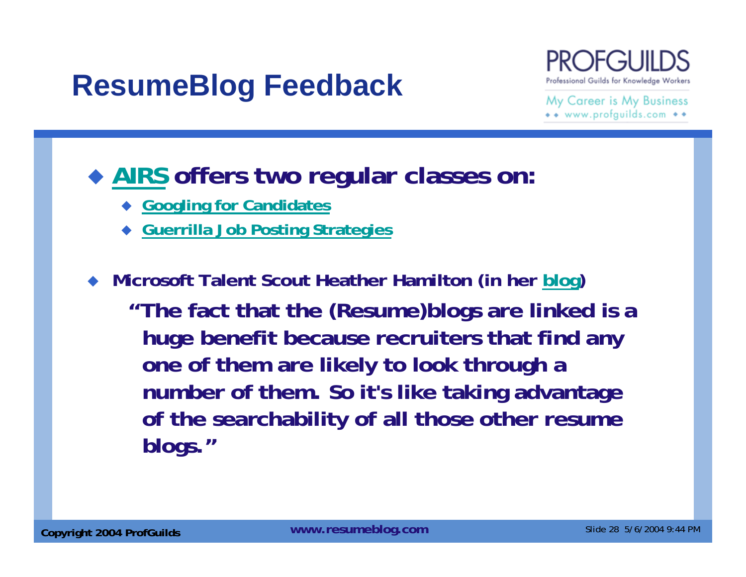# ResumeBlog Feedback

- **AIRS offers two regular classes on:**
  - **Googling for Candidates**
  - **Guerrilla Job Posting Strategies**

- **Microsoft Talent Scout Heather Hamilton (in her blog)**

  **"The fact that the (Resume)blogs are linked is a huge benefit because recruiters that find any one of them are likely to look through a number of them. So it's like taking advantage of the searchability of all those other resume blogs."**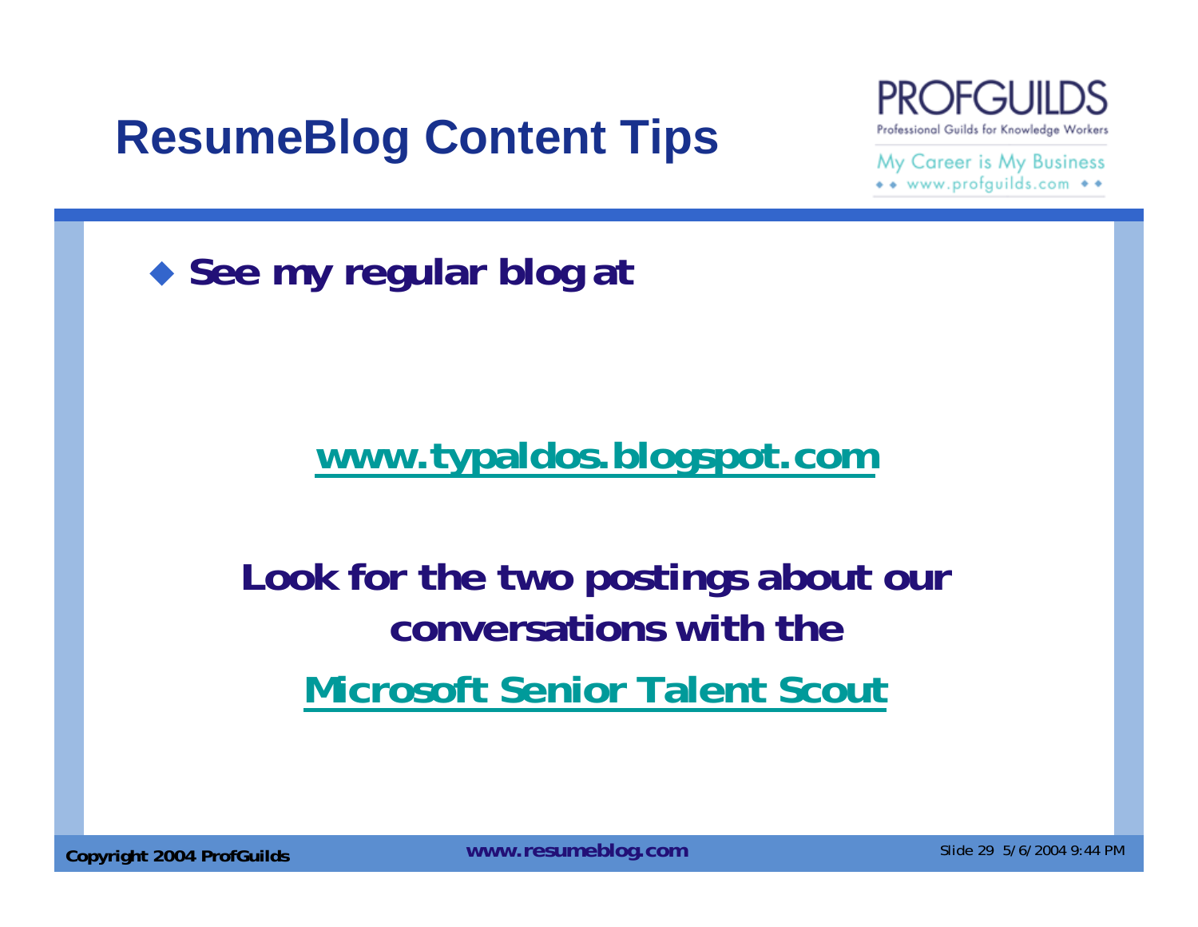# ResumeBlog Content Tips

- **See my regular blog at**

**www.typaldos.blogspot.com**

**Look for the two postings about our conversations with the**

**Microsoft Senior Talent Scout**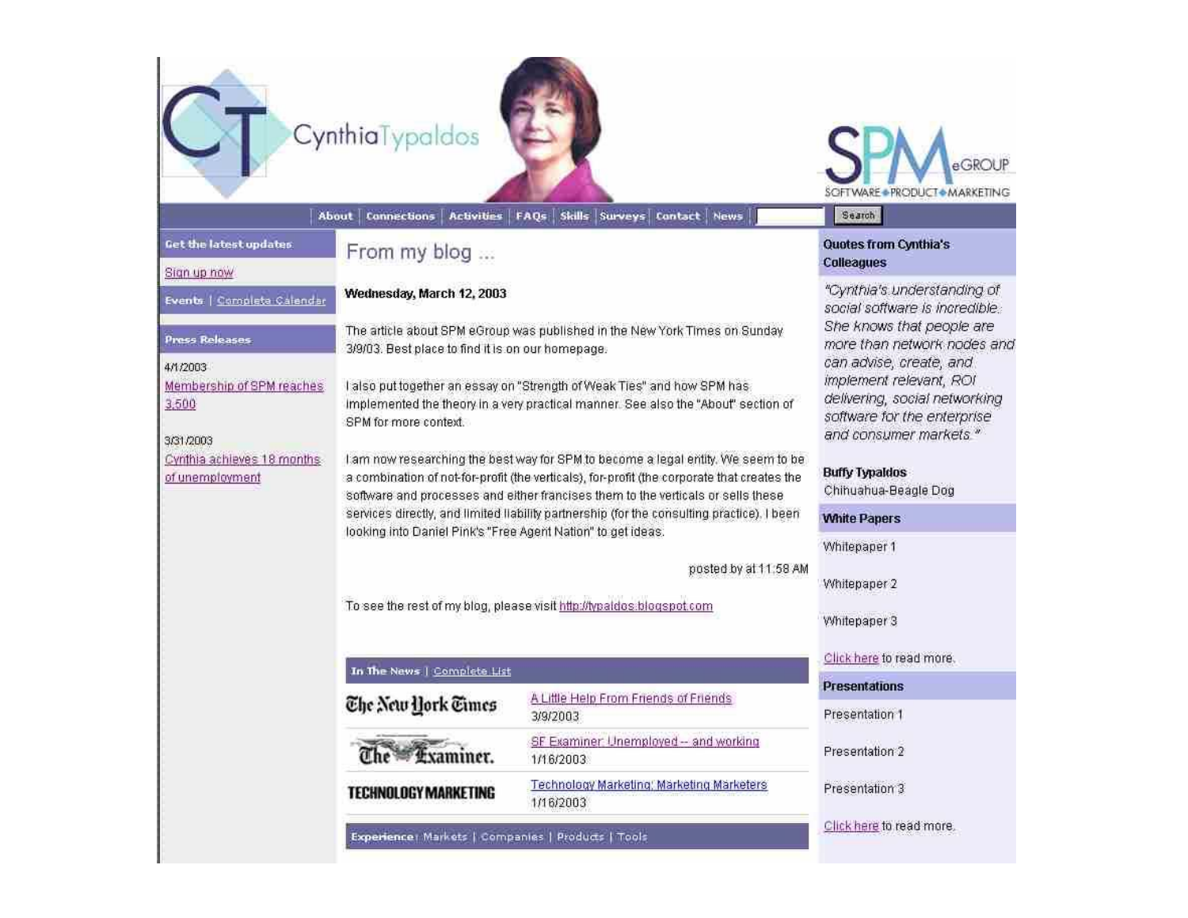Cynthia Typaldos

SPM eGROUP
SOFTWARE • PRODUCT • MARKETING

About | Connections | Activities | FAQs | Skills | Surveys | Contact | News | Search

**Get the latest updates**

Sign up now

**Events** | Complete Calendar

**Press Releases**

4/1/2003
Membership of SPM reaches 3,500

3/31/2003
Cynthia achieves 18 months of unemployment

## From my blog ...

**Wednesday, March 12, 2003**

The article about SPM eGroup was published in the New York Times on Sunday 3/9/03. Best place to find it is on our homepage.

I also put together an essay on "Strength of Weak Ties" and how SPM has implemented the theory in a very practical manner. See also the "About" section of SPM for more context.

I am now researching the best way for SPM to become a legal entity. We seem to be a combination of not-for-profit (the verticals), for-profit (the corporate that creates the software and processes and either francises them to the verticals or sells these services directly, and limited liability partnership (for the consulting practice). I been looking into Daniel Pink's "Free Agent Nation" to get ideas.

posted by at 11:58 AM

To see the rest of my blog, please visit http://typaldos.blogspot.com

**In The News** | Complete List

| | |
|---|---|
| The New York Times | A Little Help From Friends of Friends<br>3/9/2003 |
| The Examiner. | SF Examiner: Unemployed -- and working<br>1/16/2003 |
| TECHNOLOGY MARKETING | Technology Marketing: Marketing Marketers<br>1/16/2003 |

**Experience**: Markets | Companies | Products | Tools

**Quotes from Cynthia's Colleagues**

*"Cynthia's understanding of social software is incredible. She knows that people are more than network nodes and can advise, create, and implement relevant, ROI delivering, social networking software for the enterprise and consumer markets."*

**Buffy Typaldos**
Chihuahua-Beagle Dog

**White Papers**

Whitepaper 1

Whitepaper 2

Whitepaper 3

Click here to read more.

**Presentations**

Presentation 1

Presentation 2

Presentation 3

Click here to read more.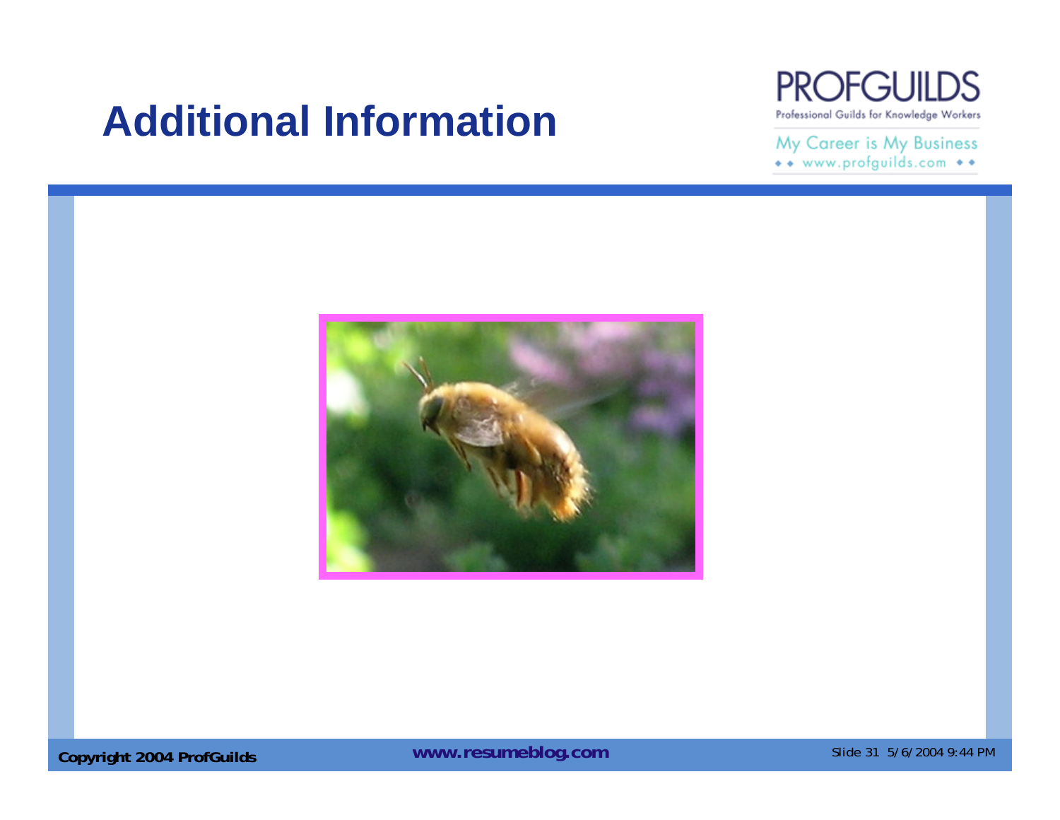# Additional Information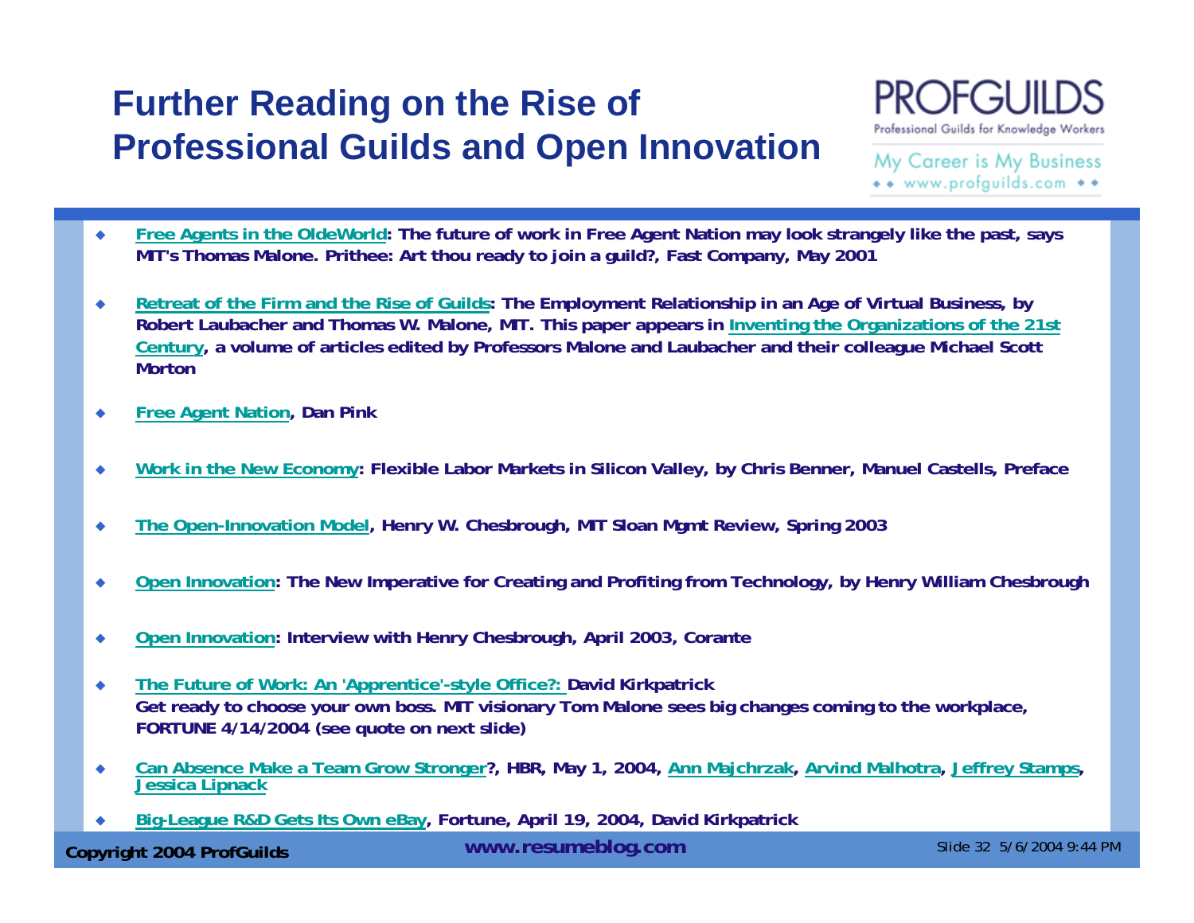# Further Reading on the Rise of Professional Guilds and Open Innovation

PROFGUILDS
Professional Guilds for Knowledge Workers
My Career is My Business
www.profguilds.com

- **Free Agents in the OldeWorld: The future of work in Free Agent Nation may look strangely like the past, says MIT's Thomas Malone. Prithee: Art thou ready to join a guild?, Fast Company, May 2001**
- **Retreat of the Firm and the Rise of Guilds: The Employment Relationship in an Age of Virtual Business, by Robert Laubacher and Thomas W. Malone, MIT. This paper appears in Inventing the Organizations of the 21st Century, a volume of articles edited by Professors Malone and Laubacher and their colleague Michael Scott Morton**
- **Free Agent Nation, Dan Pink**
- **Work in the New Economy: Flexible Labor Markets in Silicon Valley, by Chris Benner, Manuel Castells, Preface**
- **The Open-Innovation Model, Henry W. Chesbrough, MIT Sloan Mgmt Review, Spring 2003**
- **Open Innovation: The New Imperative for Creating and Profiting from Technology, by Henry William Chesbrough**
- **Open Innovation: Interview with Henry Chesbrough, April 2003, Corante**
- **The Future of Work: An 'Apprentice'-style Office?: David Kirkpatrick**
  **Get ready to choose your own boss. MIT visionary Tom Malone sees big changes coming to the workplace, FORTUNE 4/14/2004 (see quote on next slide)**
- **Can Absence Make a Team Grow Stronger?, HBR, May 1, 2004, Ann Majchrzak, Arvind Malhotra, Jeffrey Stamps, Jessica Lipnack**
- **Big-League R&D Gets Its Own eBay, Fortune, April 19, 2004, David Kirkpatrick**

**Copyright 2004 ProfGuilds** **www.resumeblog.com** Slide 32 5/6/2004 9:44 PM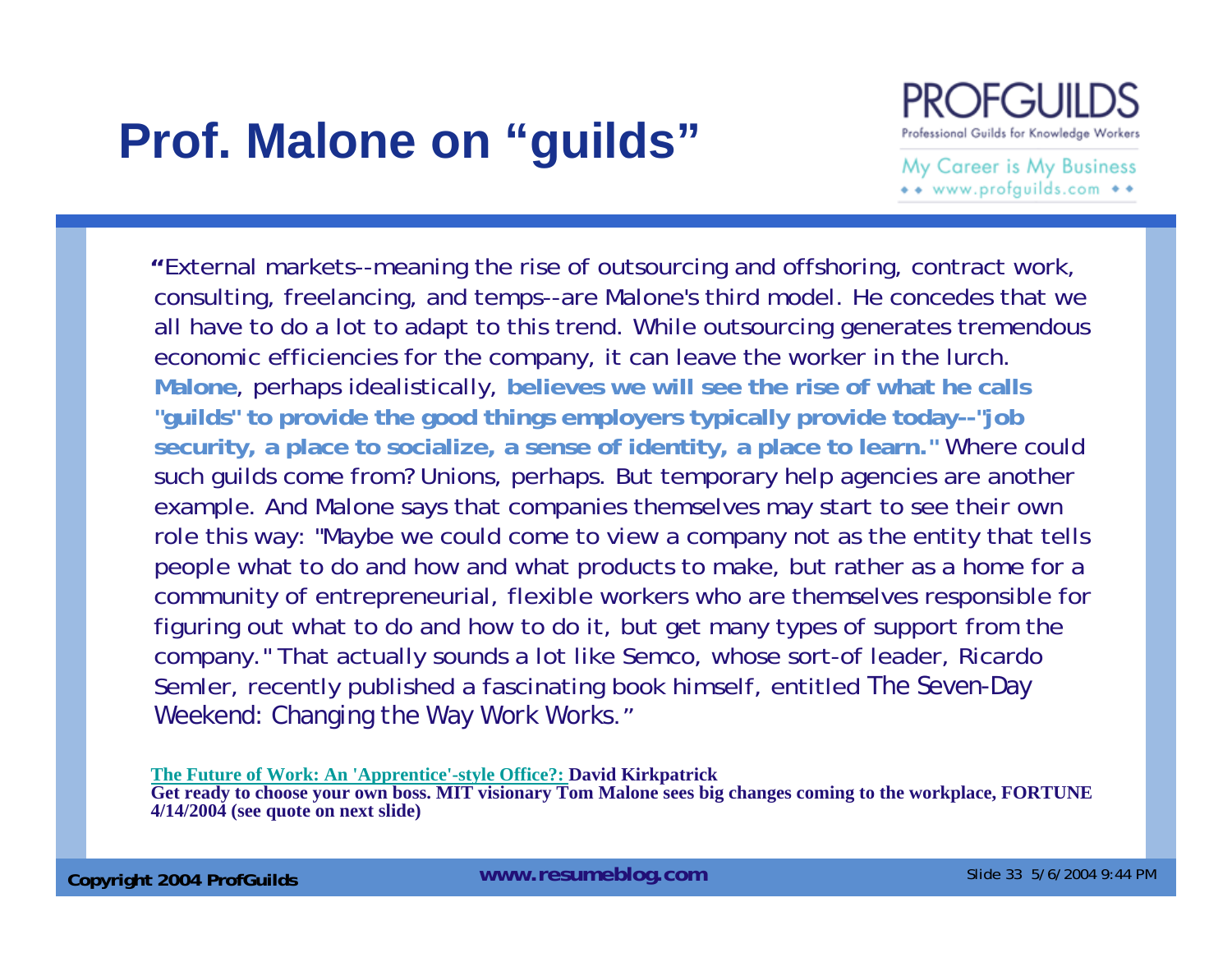# Prof. Malone on "guilds"

PROFGUILDS
Professional Guilds for Knowledge Workers

My Career is My Business
◆◆ www.profguilds.com ◆◆

"External markets--meaning the rise of outsourcing and offshoring, contract work, consulting, freelancing, and temps--are Malone's third model. He concedes that we all have to do a lot to adapt to this trend. While outsourcing generates tremendous economic efficiencies for the company, it can leave the worker in the lurch. **Malone**, perhaps idealistically, **believes we will see the rise of what he calls "guilds" to provide the good things employers typically provide today--"job security, a place to socialize, a sense of identity, a place to learn."** Where could such guilds come from? Unions, perhaps. But temporary help agencies are another example. And Malone says that companies themselves may start to see their own role this way: "Maybe we could come to view a company not as the entity that tells people what to do and how and what products to make, but rather as a home for a community of entrepreneurial, flexible workers who are themselves responsible for figuring out what to do and how to do it, but get many types of support from the company." That actually sounds a lot like Semco, whose sort-of leader, Ricardo Semler, recently published a fascinating book himself, entitled *The Seven-Day Weekend: Changing the Way Work Works*."

**The Future of Work: An 'Apprentice'-style Office?: David Kirkpatrick**
**Get ready to choose your own boss. MIT visionary Tom Malone sees big changes coming to the workplace, FORTUNE 4/14/2004 (see quote on next slide)**

**Copyright 2004 ProfGuilds** **www.resumeblog.com**